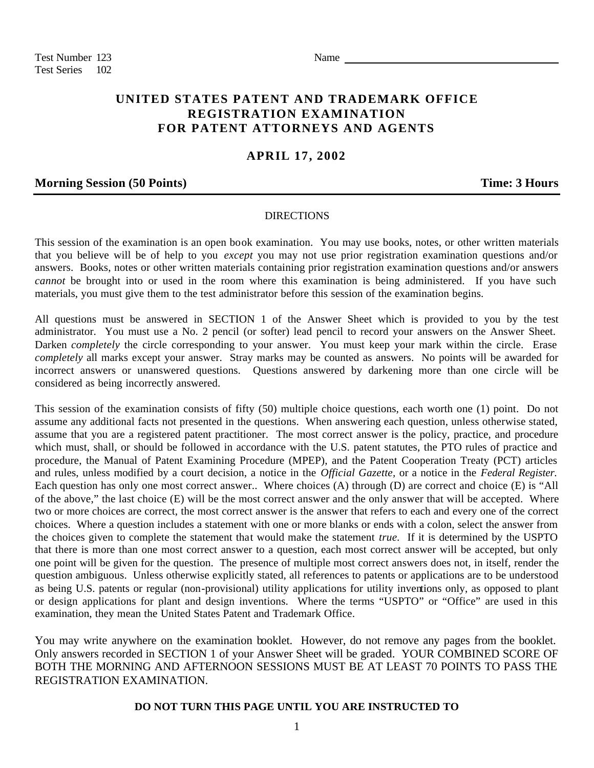Test Number 123
Test Series 102

Name ______________________________

# UNITED STATES PATENT AND TRADEMARK OFFICE REGISTRATION EXAMINATION FOR PATENT ATTORNEYS AND AGENTS

## APRIL 17, 2002

**Morning Session (50 Points)** **Time: 3 Hours**

---

DIRECTIONS

This session of the examination is an open book examination. You may use books, notes, or other written materials that you believe will be of help to you *except* you may not use prior registration examination questions and/or answers. Books, notes or other written materials containing prior registration examination questions and/or answers *cannot* be brought into or used in the room where this examination is being administered. If you have such materials, you must give them to the test administrator before this session of the examination begins.

All questions must be answered in SECTION 1 of the Answer Sheet which is provided to you by the test administrator. You must use a No. 2 pencil (or softer) lead pencil to record your answers on the Answer Sheet. Darken *completely* the circle corresponding to your answer. You must keep your mark within the circle. Erase *completely* all marks except your answer. Stray marks may be counted as answers. No points will be awarded for incorrect answers or unanswered questions. Questions answered by darkening more than one circle will be considered as being incorrectly answered.

This session of the examination consists of fifty (50) multiple choice questions, each worth one (1) point. Do not assume any additional facts not presented in the questions. When answering each question, unless otherwise stated, assume that you are a registered patent practitioner. The most correct answer is the policy, practice, and procedure which must, shall, or should be followed in accordance with the U.S. patent statutes, the PTO rules of practice and procedure, the Manual of Patent Examining Procedure (MPEP), and the Patent Cooperation Treaty (PCT) articles and rules, unless modified by a court decision, a notice in the *Official Gazette*, or a notice in the *Federal Register.* Each question has only one most correct answer.. Where choices (A) through (D) are correct and choice (E) is "All of the above," the last choice (E) will be the most correct answer and the only answer that will be accepted. Where two or more choices are correct, the most correct answer is the answer that refers to each and every one of the correct choices. Where a question includes a statement with one or more blanks or ends with a colon, select the answer from the choices given to complete the statement that would make the statement *true.* If it is determined by the USPTO that there is more than one most correct answer to a question, each most correct answer will be accepted, but only one point will be given for the question. The presence of multiple most correct answers does not, in itself, render the question ambiguous. Unless otherwise explicitly stated, all references to patents or applications are to be understood as being U.S. patents or regular (non-provisional) utility applications for utility inventions only, as opposed to plant or design applications for plant and design inventions. Where the terms "USPTO" or "Office" are used in this examination, they mean the United States Patent and Trademark Office.

You may write anywhere on the examination booklet. However, do not remove any pages from the booklet. Only answers recorded in SECTION 1 of your Answer Sheet will be graded. YOUR COMBINED SCORE OF BOTH THE MORNING AND AFTERNOON SESSIONS MUST BE AT LEAST 70 POINTS TO PASS THE REGISTRATION EXAMINATION.

**DO NOT TURN THIS PAGE UNTIL YOU ARE INSTRUCTED TO**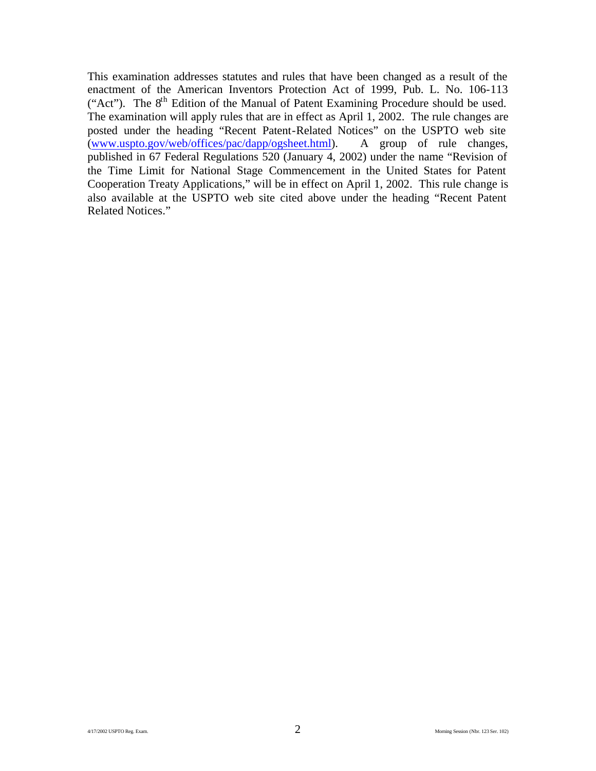This examination addresses statutes and rules that have been changed as a result of the enactment of the American Inventors Protection Act of 1999, Pub. L. No. 106-113 ("Act"). The 8th Edition of the Manual of Patent Examining Procedure should be used. The examination will apply rules that are in effect as April 1, 2002. The rule changes are posted under the heading "Recent Patent-Related Notices" on the USPTO web site (www.uspto.gov/web/offices/pac/dapp/ogsheet.html). A group of rule changes, published in 67 Federal Regulations 520 (January 4, 2002) under the name "Revision of the Time Limit for National Stage Commencement in the United States for Patent Cooperation Treaty Applications," will be in effect on April 1, 2002. This rule change is also available at the USPTO web site cited above under the heading "Recent Patent Related Notices."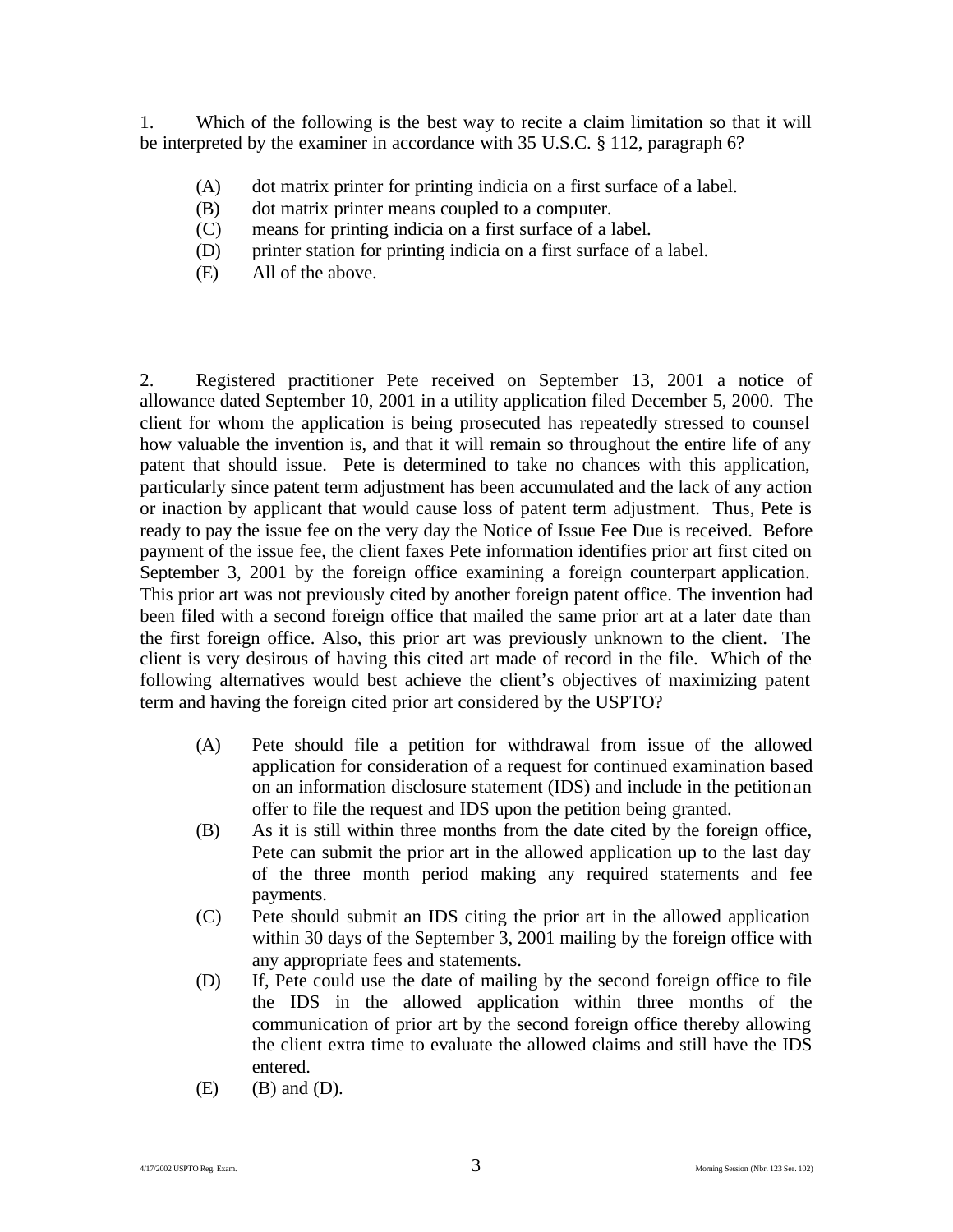1. Which of the following is the best way to recite a claim limitation so that it will be interpreted by the examiner in accordance with 35 U.S.C. § 112, paragraph 6?

(A) dot matrix printer for printing indicia on a first surface of a label.
(B) dot matrix printer means coupled to a computer.
(C) means for printing indicia on a first surface of a label.
(D) printer station for printing indicia on a first surface of a label.
(E) All of the above.

2. Registered practitioner Pete received on September 13, 2001 a notice of allowance dated September 10, 2001 in a utility application filed December 5, 2000. The client for whom the application is being prosecuted has repeatedly stressed to counsel how valuable the invention is, and that it will remain so throughout the entire life of any patent that should issue. Pete is determined to take no chances with this application, particularly since patent term adjustment has been accumulated and the lack of any action or inaction by applicant that would cause loss of patent term adjustment. Thus, Pete is ready to pay the issue fee on the very day the Notice of Issue Fee Due is received. Before payment of the issue fee, the client faxes Pete information identifies prior art first cited on September 3, 2001 by the foreign office examining a foreign counterpart application. This prior art was not previously cited by another foreign patent office. The invention had been filed with a second foreign office that mailed the same prior art at a later date than the first foreign office. Also, this prior art was previously unknown to the client. The client is very desirous of having this cited art made of record in the file. Which of the following alternatives would best achieve the client's objectives of maximizing patent term and having the foreign cited prior art considered by the USPTO?

(A) Pete should file a petition for withdrawal from issue of the allowed application for consideration of a request for continued examination based on an information disclosure statement (IDS) and include in the petition an offer to file the request and IDS upon the petition being granted.
(B) As it is still within three months from the date cited by the foreign office, Pete can submit the prior art in the allowed application up to the last day of the three month period making any required statements and fee payments.
(C) Pete should submit an IDS citing the prior art in the allowed application within 30 days of the September 3, 2001 mailing by the foreign office with any appropriate fees and statements.
(D) If, Pete could use the date of mailing by the second foreign office to file the IDS in the allowed application within three months of the communication of prior art by the second foreign office thereby allowing the client extra time to evaluate the allowed claims and still have the IDS entered.
(E) (B) and (D).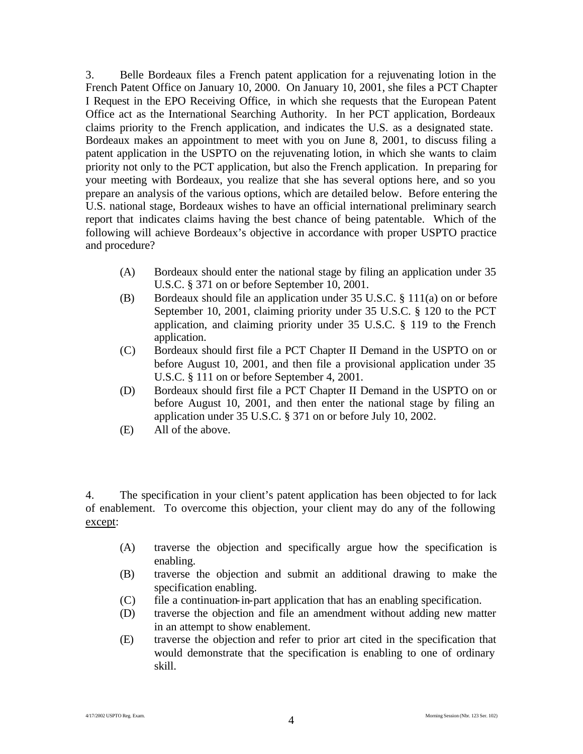3. Belle Bordeaux files a French patent application for a rejuvenating lotion in the French Patent Office on January 10, 2000. On January 10, 2001, she files a PCT Chapter I Request in the EPO Receiving Office, in which she requests that the European Patent Office act as the International Searching Authority. In her PCT application, Bordeaux claims priority to the French application, and indicates the U.S. as a designated state. Bordeaux makes an appointment to meet with you on June 8, 2001, to discuss filing a patent application in the USPTO on the rejuvenating lotion, in which she wants to claim priority not only to the PCT application, but also the French application. In preparing for your meeting with Bordeaux, you realize that she has several options here, and so you prepare an analysis of the various options, which are detailed below. Before entering the U.S. national stage, Bordeaux wishes to have an official international preliminary search report that indicates claims having the best chance of being patentable. Which of the following will achieve Bordeaux's objective in accordance with proper USPTO practice and procedure?

(A) Bordeaux should enter the national stage by filing an application under 35 U.S.C. § 371 on or before September 10, 2001.

(B) Bordeaux should file an application under 35 U.S.C. § 111(a) on or before September 10, 2001, claiming priority under 35 U.S.C. § 120 to the PCT application, and claiming priority under 35 U.S.C. § 119 to the French application.

(C) Bordeaux should first file a PCT Chapter II Demand in the USPTO on or before August 10, 2001, and then file a provisional application under 35 U.S.C. § 111 on or before September 4, 2001.

(D) Bordeaux should first file a PCT Chapter II Demand in the USPTO on or before August 10, 2001, and then enter the national stage by filing an application under 35 U.S.C. § 371 on or before July 10, 2002.

(E) All of the above.

4. The specification in your client's patent application has been objected to for lack of enablement. To overcome this objection, your client may do any of the following <u>except</u>:

(A) traverse the objection and specifically argue how the specification is enabling.

(B) traverse the objection and submit an additional drawing to make the specification enabling.

(C) file a continuation-in-part application that has an enabling specification.

(D) traverse the objection and file an amendment without adding new matter in an attempt to show enablement.

(E) traverse the objection and refer to prior art cited in the specification that would demonstrate that the specification is enabling to one of ordinary skill.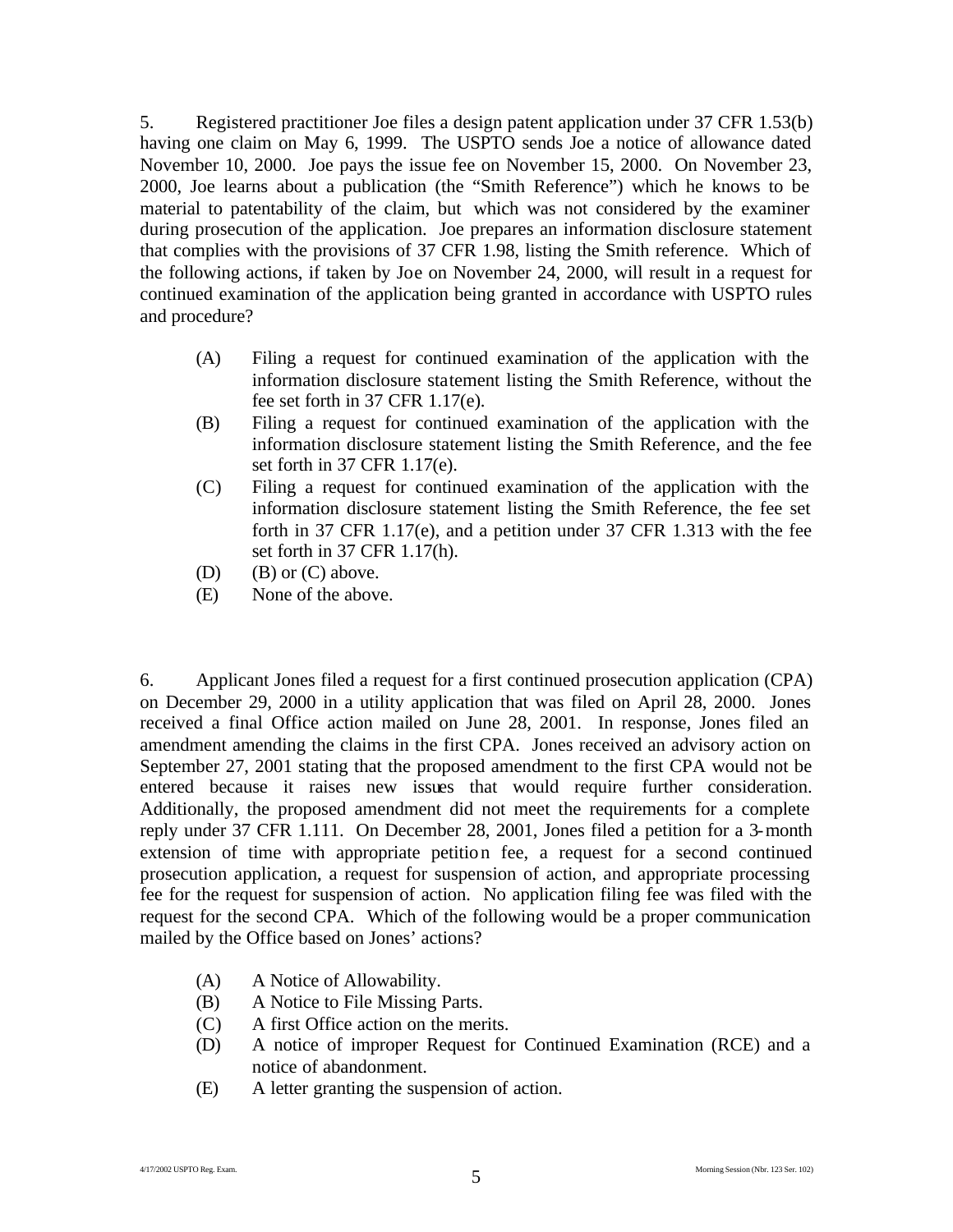5. Registered practitioner Joe files a design patent application under 37 CFR 1.53(b) having one claim on May 6, 1999. The USPTO sends Joe a notice of allowance dated November 10, 2000. Joe pays the issue fee on November 15, 2000. On November 23, 2000, Joe learns about a publication (the "Smith Reference") which he knows to be material to patentability of the claim, but which was not considered by the examiner during prosecution of the application. Joe prepares an information disclosure statement that complies with the provisions of 37 CFR 1.98, listing the Smith reference. Which of the following actions, if taken by Joe on November 24, 2000, will result in a request for continued examination of the application being granted in accordance with USPTO rules and procedure?

(A) Filing a request for continued examination of the application with the information disclosure statement listing the Smith Reference, without the fee set forth in 37 CFR 1.17(e).
(B) Filing a request for continued examination of the application with the information disclosure statement listing the Smith Reference, and the fee set forth in 37 CFR 1.17(e).
(C) Filing a request for continued examination of the application with the information disclosure statement listing the Smith Reference, the fee set forth in 37 CFR 1.17(e), and a petition under 37 CFR 1.313 with the fee set forth in 37 CFR 1.17(h).
(D) (B) or (C) above.
(E) None of the above.

6. Applicant Jones filed a request for a first continued prosecution application (CPA) on December 29, 2000 in a utility application that was filed on April 28, 2000. Jones received a final Office action mailed on June 28, 2001. In response, Jones filed an amendment amending the claims in the first CPA. Jones received an advisory action on September 27, 2001 stating that the proposed amendment to the first CPA would not be entered because it raises new issues that would require further consideration. Additionally, the proposed amendment did not meet the requirements for a complete reply under 37 CFR 1.111. On December 28, 2001, Jones filed a petition for a 3-month extension of time with appropriate petition fee, a request for a second continued prosecution application, a request for suspension of action, and appropriate processing fee for the request for suspension of action. No application filing fee was filed with the request for the second CPA. Which of the following would be a proper communication mailed by the Office based on Jones' actions?

(A) A Notice of Allowability.
(B) A Notice to File Missing Parts.
(C) A first Office action on the merits.
(D) A notice of improper Request for Continued Examination (RCE) and a notice of abandonment.
(E) A letter granting the suspension of action.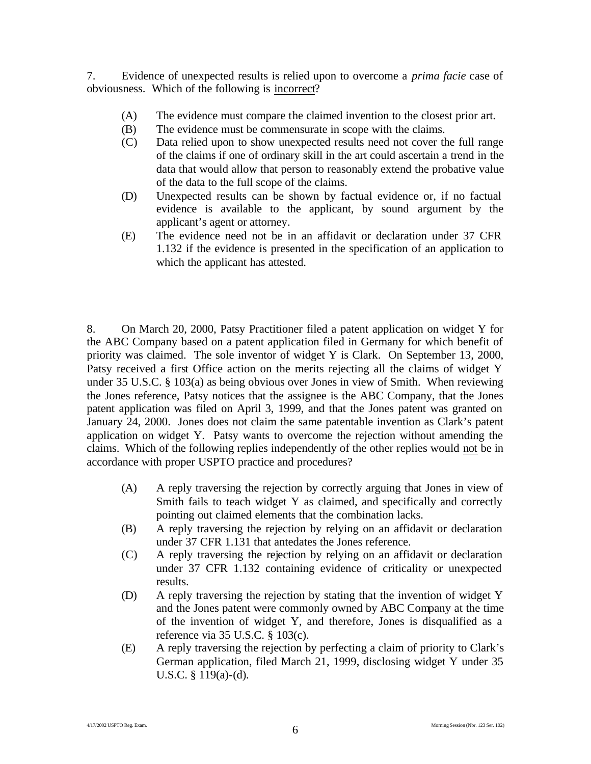7. Evidence of unexpected results is relied upon to overcome a *prima facie* case of obviousness. Which of the following is incorrect?

- (A) The evidence must compare the claimed invention to the closest prior art.
- (B) The evidence must be commensurate in scope with the claims.
- (C) Data relied upon to show unexpected results need not cover the full range of the claims if one of ordinary skill in the art could ascertain a trend in the data that would allow that person to reasonably extend the probative value of the data to the full scope of the claims.
- (D) Unexpected results can be shown by factual evidence or, if no factual evidence is available to the applicant, by sound argument by the applicant's agent or attorney.
- (E) The evidence need not be in an affidavit or declaration under 37 CFR 1.132 if the evidence is presented in the specification of an application to which the applicant has attested.

8. On March 20, 2000, Patsy Practitioner filed a patent application on widget Y for the ABC Company based on a patent application filed in Germany for which benefit of priority was claimed. The sole inventor of widget Y is Clark. On September 13, 2000, Patsy received a first Office action on the merits rejecting all the claims of widget Y under 35 U.S.C. § 103(a) as being obvious over Jones in view of Smith. When reviewing the Jones reference, Patsy notices that the assignee is the ABC Company, that the Jones patent application was filed on April 3, 1999, and that the Jones patent was granted on January 24, 2000. Jones does not claim the same patentable invention as Clark's patent application on widget Y. Patsy wants to overcome the rejection without amending the claims. Which of the following replies independently of the other replies would not be in accordance with proper USPTO practice and procedures?

- (A) A reply traversing the rejection by correctly arguing that Jones in view of Smith fails to teach widget Y as claimed, and specifically and correctly pointing out claimed elements that the combination lacks.
- (B) A reply traversing the rejection by relying on an affidavit or declaration under 37 CFR 1.131 that antedates the Jones reference.
- (C) A reply traversing the rejection by relying on an affidavit or declaration under 37 CFR 1.132 containing evidence of criticality or unexpected results.
- (D) A reply traversing the rejection by stating that the invention of widget Y and the Jones patent were commonly owned by ABC Company at the time of the invention of widget Y, and therefore, Jones is disqualified as a reference via 35 U.S.C. § 103(c).
- (E) A reply traversing the rejection by perfecting a claim of priority to Clark's German application, filed March 21, 1999, disclosing widget Y under 35 U.S.C. § 119(a)-(d).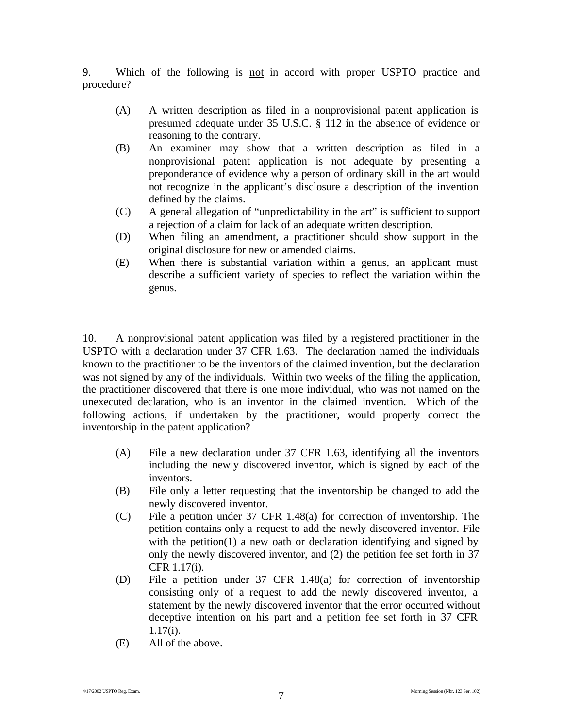9. Which of the following is <u>not</u> in accord with proper USPTO practice and procedure?

(A) A written description as filed in a nonprovisional patent application is presumed adequate under 35 U.S.C. § 112 in the absence of evidence or reasoning to the contrary.

(B) An examiner may show that a written description as filed in a nonprovisional patent application is not adequate by presenting a preponderance of evidence why a person of ordinary skill in the art would not recognize in the applicant's disclosure a description of the invention defined by the claims.

(C) A general allegation of "unpredictability in the art" is sufficient to support a rejection of a claim for lack of an adequate written description.

(D) When filing an amendment, a practitioner should show support in the original disclosure for new or amended claims.

(E) When there is substantial variation within a genus, an applicant must describe a sufficient variety of species to reflect the variation within the genus.

10. A nonprovisional patent application was filed by a registered practitioner in the USPTO with a declaration under 37 CFR 1.63. The declaration named the individuals known to the practitioner to be the inventors of the claimed invention, but the declaration was not signed by any of the individuals. Within two weeks of the filing the application, the practitioner discovered that there is one more individual, who was not named on the unexecuted declaration, who is an inventor in the claimed invention. Which of the following actions, if undertaken by the practitioner, would properly correct the inventorship in the patent application?

(A) File a new declaration under 37 CFR 1.63, identifying all the inventors including the newly discovered inventor, which is signed by each of the inventors.

(B) File only a letter requesting that the inventorship be changed to add the newly discovered inventor.

(C) File a petition under 37 CFR 1.48(a) for correction of inventorship. The petition contains only a request to add the newly discovered inventor. File with the petition(1) a new oath or declaration identifying and signed by only the newly discovered inventor, and (2) the petition fee set forth in 37 CFR 1.17(i).

(D) File a petition under 37 CFR 1.48(a) for correction of inventorship consisting only of a request to add the newly discovered inventor, a statement by the newly discovered inventor that the error occurred without deceptive intention on his part and a petition fee set forth in 37 CFR 1.17(i).

(E) All of the above.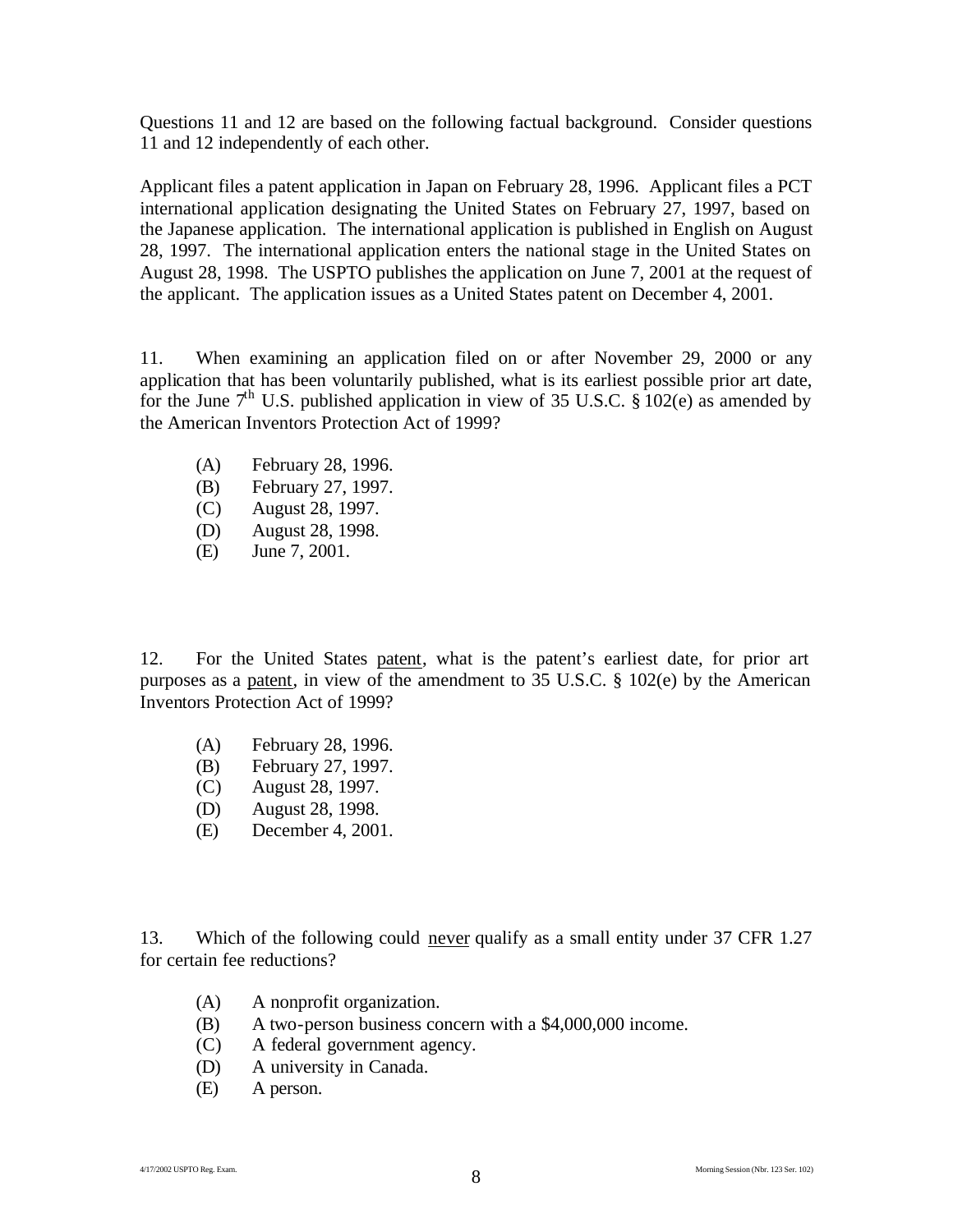Questions 11 and 12 are based on the following factual background. Consider questions 11 and 12 independently of each other.

Applicant files a patent application in Japan on February 28, 1996. Applicant files a PCT international application designating the United States on February 27, 1997, based on the Japanese application. The international application is published in English on August 28, 1997. The international application enters the national stage in the United States on August 28, 1998. The USPTO publishes the application on June 7, 2001 at the request of the applicant. The application issues as a United States patent on December 4, 2001.

11. When examining an application filed on or after November 29, 2000 or any application that has been voluntarily published, what is its earliest possible prior art date, for the June 7th U.S. published application in view of 35 U.S.C. § 102(e) as amended by the American Inventors Protection Act of 1999?

- (A) February 28, 1996.
- (B) February 27, 1997.
- (C) August 28, 1997.
- (D) August 28, 1998.
- (E) June 7, 2001.

12. For the United States <u>patent</u>, what is the patent's earliest date, for prior art purposes as a <u>patent</u>, in view of the amendment to 35 U.S.C. § 102(e) by the American Inventors Protection Act of 1999?

- (A) February 28, 1996.
- (B) February 27, 1997.
- (C) August 28, 1997.
- (D) August 28, 1998.
- (E) December 4, 2001.

13. Which of the following could <u>never</u> qualify as a small entity under 37 CFR 1.27 for certain fee reductions?

- (A) A nonprofit organization.
- (B) A two-person business concern with a $4,000,000 income.
- (C) A federal government agency.
- (D) A university in Canada.
- (E) A person.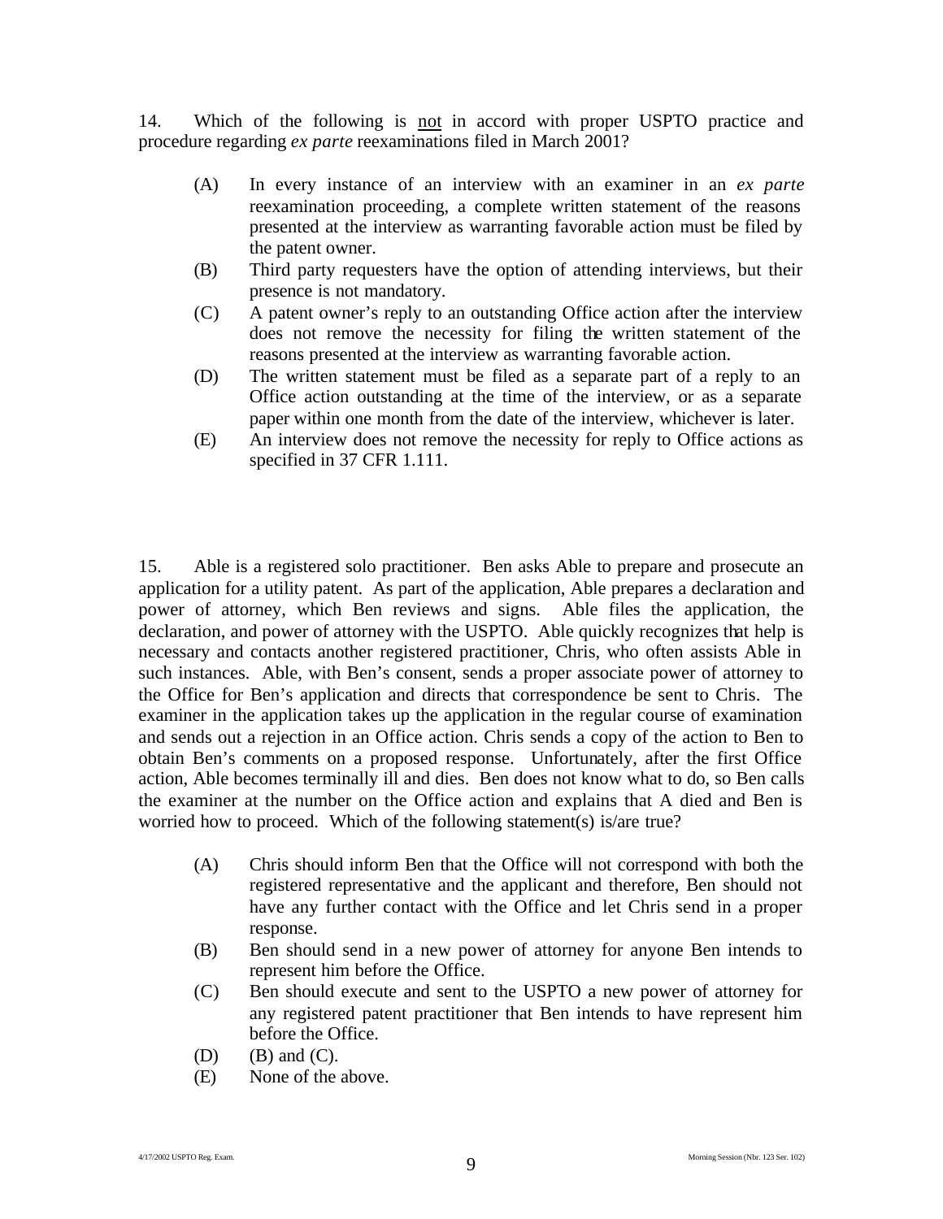14. Which of the following is not in accord with proper USPTO practice and procedure regarding *ex parte* reexaminations filed in March 2001?

- (A) In every instance of an interview with an examiner in an *ex parte* reexamination proceeding, a complete written statement of the reasons presented at the interview as warranting favorable action must be filed by the patent owner.
- (B) Third party requesters have the option of attending interviews, but their presence is not mandatory.
- (C) A patent owner's reply to an outstanding Office action after the interview does not remove the necessity for filing the written statement of the reasons presented at the interview as warranting favorable action.
- (D) The written statement must be filed as a separate part of a reply to an Office action outstanding at the time of the interview, or as a separate paper within one month from the date of the interview, whichever is later.
- (E) An interview does not remove the necessity for reply to Office actions as specified in 37 CFR 1.111.

15. Able is a registered solo practitioner. Ben asks Able to prepare and prosecute an application for a utility patent. As part of the application, Able prepares a declaration and power of attorney, which Ben reviews and signs. Able files the application, the declaration, and power of attorney with the USPTO. Able quickly recognizes that help is necessary and contacts another registered practitioner, Chris, who often assists Able in such instances. Able, with Ben's consent, sends a proper associate power of attorney to the Office for Ben's application and directs that correspondence be sent to Chris. The examiner in the application takes up the application in the regular course of examination and sends out a rejection in an Office action. Chris sends a copy of the action to Ben to obtain Ben's comments on a proposed response. Unfortunately, after the first Office action, Able becomes terminally ill and dies. Ben does not know what to do, so Ben calls the examiner at the number on the Office action and explains that A died and Ben is worried how to proceed. Which of the following statement(s) is/are true?

- (A) Chris should inform Ben that the Office will not correspond with both the registered representative and the applicant and therefore, Ben should not have any further contact with the Office and let Chris send in a proper response.
- (B) Ben should send in a new power of attorney for anyone Ben intends to represent him before the Office.
- (C) Ben should execute and sent to the USPTO a new power of attorney for any registered patent practitioner that Ben intends to have represent him before the Office.
- (D) (B) and (C).
- (E) None of the above.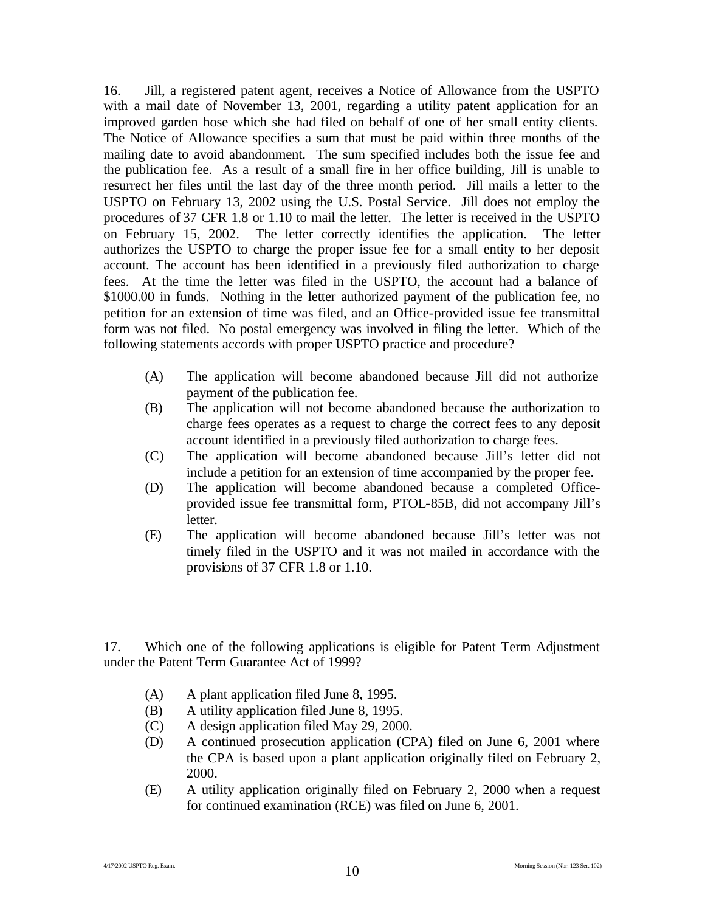16. Jill, a registered patent agent, receives a Notice of Allowance from the USPTO with a mail date of November 13, 2001, regarding a utility patent application for an improved garden hose which she had filed on behalf of one of her small entity clients. The Notice of Allowance specifies a sum that must be paid within three months of the mailing date to avoid abandonment. The sum specified includes both the issue fee and the publication fee. As a result of a small fire in her office building, Jill is unable to resurrect her files until the last day of the three month period. Jill mails a letter to the USPTO on February 13, 2002 using the U.S. Postal Service. Jill does not employ the procedures of 37 CFR 1.8 or 1.10 to mail the letter. The letter is received in the USPTO on February 15, 2002. The letter correctly identifies the application. The letter authorizes the USPTO to charge the proper issue fee for a small entity to her deposit account. The account has been identified in a previously filed authorization to charge fees. At the time the letter was filed in the USPTO, the account had a balance of $1000.00 in funds. Nothing in the letter authorized payment of the publication fee, no petition for an extension of time was filed, and an Office-provided issue fee transmittal form was not filed. No postal emergency was involved in filing the letter. Which of the following statements accords with proper USPTO practice and procedure?

(A) The application will become abandoned because Jill did not authorize payment of the publication fee.

(B) The application will not become abandoned because the authorization to charge fees operates as a request to charge the correct fees to any deposit account identified in a previously filed authorization to charge fees.

(C) The application will become abandoned because Jill's letter did not include a petition for an extension of time accompanied by the proper fee.

(D) The application will become abandoned because a completed Office-provided issue fee transmittal form, PTOL-85B, did not accompany Jill's letter.

(E) The application will become abandoned because Jill's letter was not timely filed in the USPTO and it was not mailed in accordance with the provisions of 37 CFR 1.8 or 1.10.

17. Which one of the following applications is eligible for Patent Term Adjustment under the Patent Term Guarantee Act of 1999?

(A) A plant application filed June 8, 1995.

(B) A utility application filed June 8, 1995.

(C) A design application filed May 29, 2000.

(D) A continued prosecution application (CPA) filed on June 6, 2001 where the CPA is based upon a plant application originally filed on February 2, 2000.

(E) A utility application originally filed on February 2, 2000 when a request for continued examination (RCE) was filed on June 6, 2001.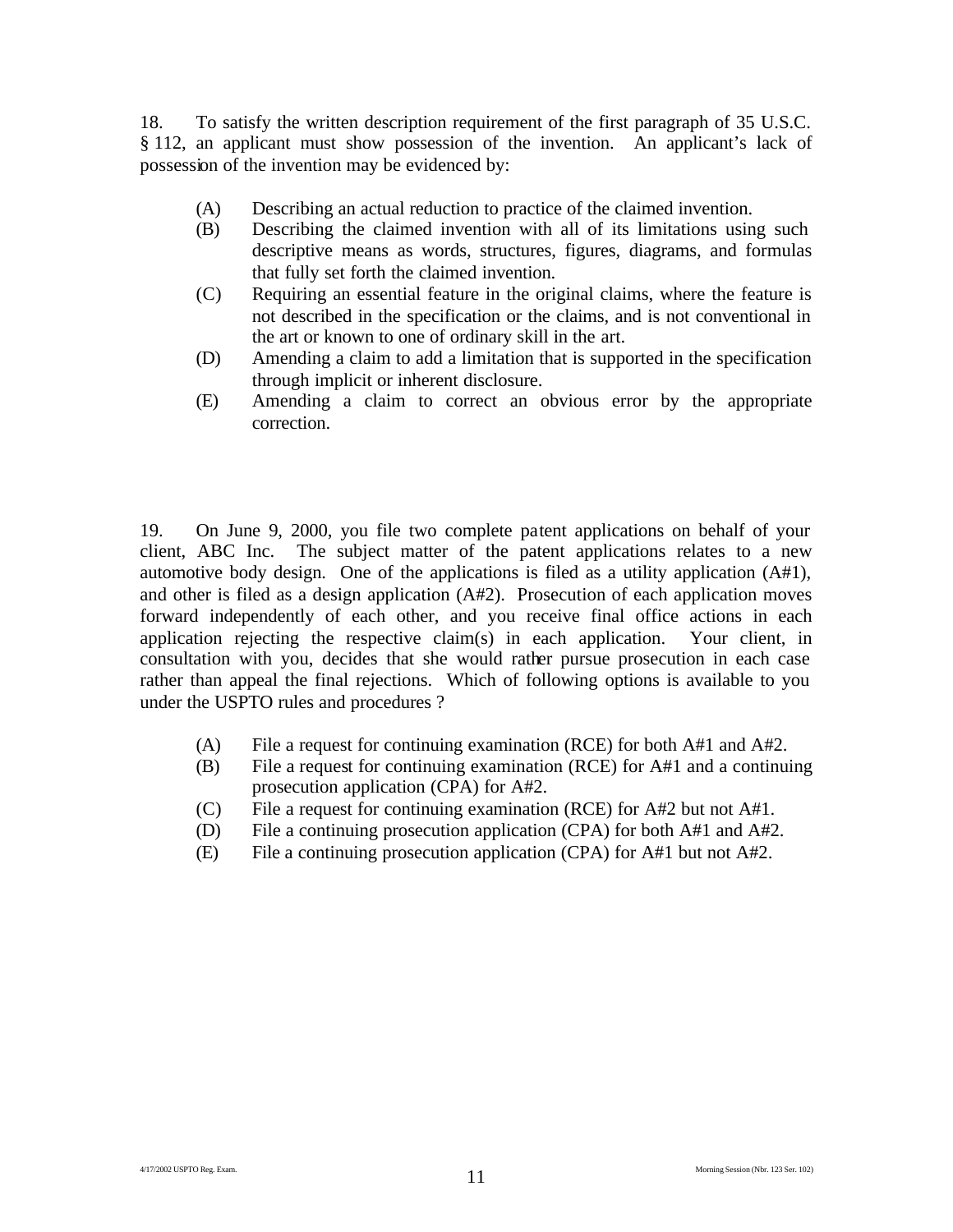18. To satisfy the written description requirement of the first paragraph of 35 U.S.C. § 112, an applicant must show possession of the invention. An applicant's lack of possession of the invention may be evidenced by:

(A) Describing an actual reduction to practice of the claimed invention.
(B) Describing the claimed invention with all of its limitations using such descriptive means as words, structures, figures, diagrams, and formulas that fully set forth the claimed invention.
(C) Requiring an essential feature in the original claims, where the feature is not described in the specification or the claims, and is not conventional in the art or known to one of ordinary skill in the art.
(D) Amending a claim to add a limitation that is supported in the specification through implicit or inherent disclosure.
(E) Amending a claim to correct an obvious error by the appropriate correction.

19. On June 9, 2000, you file two complete patent applications on behalf of your client, ABC Inc. The subject matter of the patent applications relates to a new automotive body design. One of the applications is filed as a utility application (A#1), and other is filed as a design application (A#2). Prosecution of each application moves forward independently of each other, and you receive final office actions in each application rejecting the respective claim(s) in each application. Your client, in consultation with you, decides that she would rather pursue prosecution in each case rather than appeal the final rejections. Which of following options is available to you under the USPTO rules and procedures ?

(A) File a request for continuing examination (RCE) for both A#1 and A#2.
(B) File a request for continuing examination (RCE) for A#1 and a continuing prosecution application (CPA) for A#2.
(C) File a request for continuing examination (RCE) for A#2 but not A#1.
(D) File a continuing prosecution application (CPA) for both A#1 and A#2.
(E) File a continuing prosecution application (CPA) for A#1 but not A#2.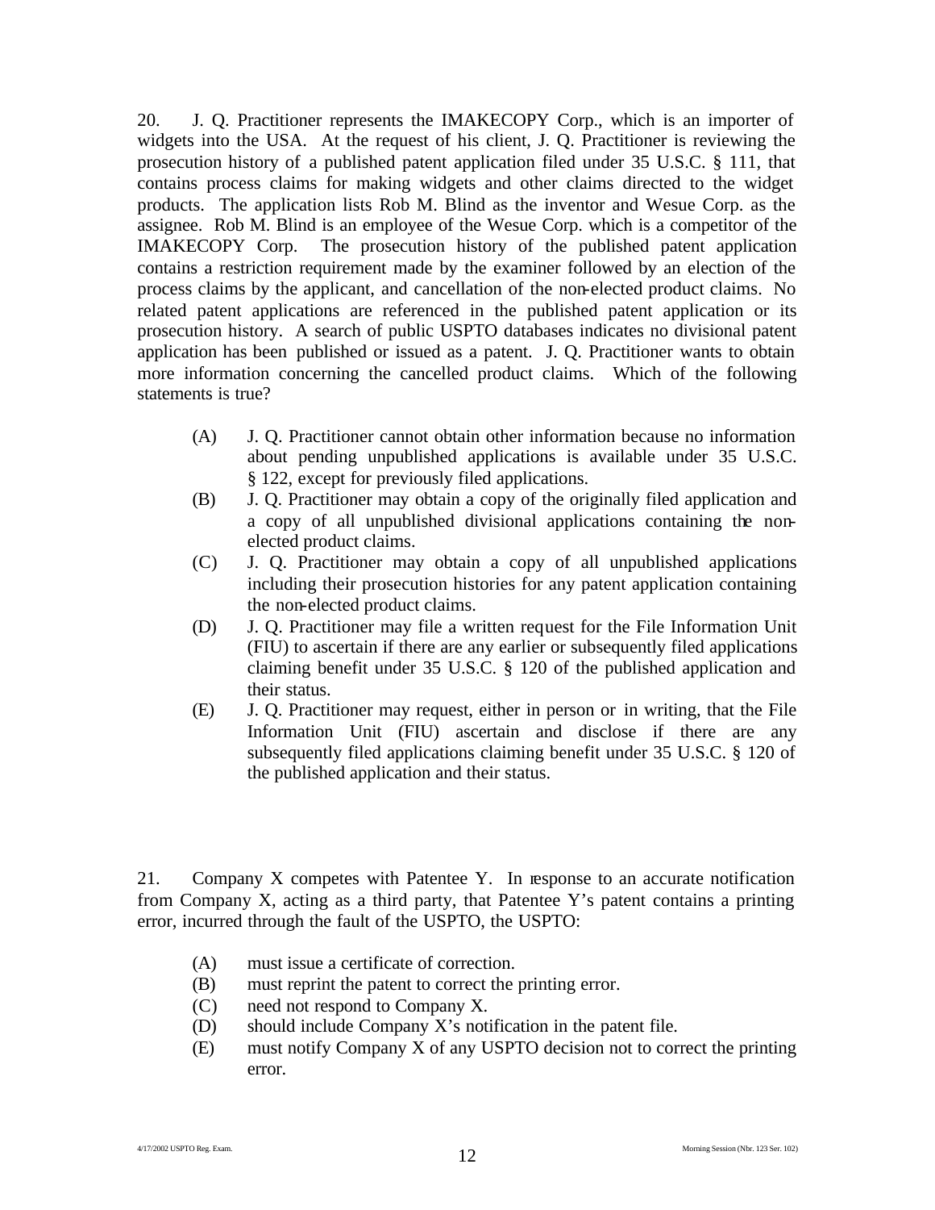20. J. Q. Practitioner represents the IMAKECOPY Corp., which is an importer of widgets into the USA. At the request of his client, J. Q. Practitioner is reviewing the prosecution history of a published patent application filed under 35 U.S.C. § 111, that contains process claims for making widgets and other claims directed to the widget products. The application lists Rob M. Blind as the inventor and Wesue Corp. as the assignee. Rob M. Blind is an employee of the Wesue Corp. which is a competitor of the IMAKECOPY Corp. The prosecution history of the published patent application contains a restriction requirement made by the examiner followed by an election of the process claims by the applicant, and cancellation of the non-elected product claims. No related patent applications are referenced in the published patent application or its prosecution history. A search of public USPTO databases indicates no divisional patent application has been published or issued as a patent. J. Q. Practitioner wants to obtain more information concerning the cancelled product claims. Which of the following statements is true?

(A) J. Q. Practitioner cannot obtain other information because no information about pending unpublished applications is available under 35 U.S.C. § 122, except for previously filed applications.

(B) J. Q. Practitioner may obtain a copy of the originally filed application and a copy of all unpublished divisional applications containing the non-elected product claims.

(C) J. Q. Practitioner may obtain a copy of all unpublished applications including their prosecution histories for any patent application containing the non-elected product claims.

(D) J. Q. Practitioner may file a written request for the File Information Unit (FIU) to ascertain if there are any earlier or subsequently filed applications claiming benefit under 35 U.S.C. § 120 of the published application and their status.

(E) J. Q. Practitioner may request, either in person or in writing, that the File Information Unit (FIU) ascertain and disclose if there are any subsequently filed applications claiming benefit under 35 U.S.C. § 120 of the published application and their status.

21. Company X competes with Patentee Y. In response to an accurate notification from Company X, acting as a third party, that Patentee Y's patent contains a printing error, incurred through the fault of the USPTO, the USPTO:

(A) must issue a certificate of correction.

(B) must reprint the patent to correct the printing error.

(C) need not respond to Company X.

(D) should include Company X's notification in the patent file.

(E) must notify Company X of any USPTO decision not to correct the printing error.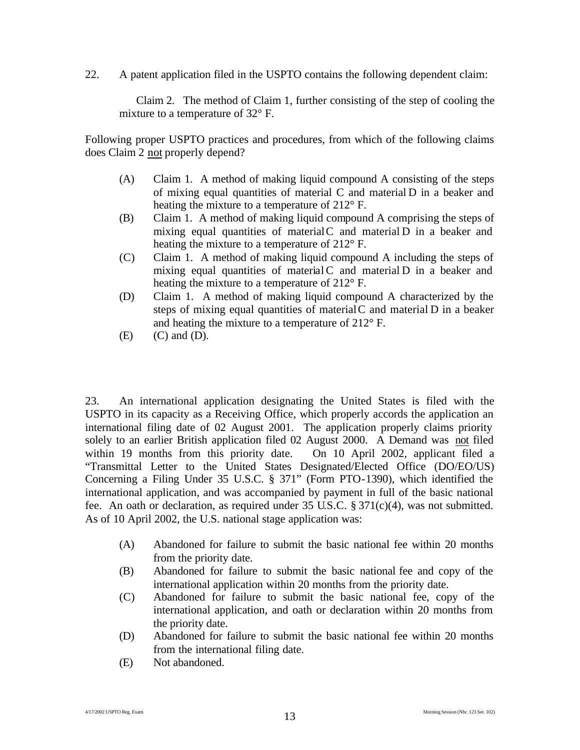22. A patent application filed in the USPTO contains the following dependent claim:

> Claim 2. The method of Claim 1, further consisting of the step of cooling the mixture to a temperature of 32° F.

Following proper USPTO practices and procedures, from which of the following claims does Claim 2 <u>not</u> properly depend?

(A) Claim 1. A method of making liquid compound A consisting of the steps of mixing equal quantities of material C and material D in a beaker and heating the mixture to a temperature of 212° F.

(B) Claim 1. A method of making liquid compound A comprising the steps of mixing equal quantities of material C and material D in a beaker and heating the mixture to a temperature of 212° F.

(C) Claim 1. A method of making liquid compound A including the steps of mixing equal quantities of material C and material D in a beaker and heating the mixture to a temperature of 212° F.

(D) Claim 1. A method of making liquid compound A characterized by the steps of mixing equal quantities of material C and material D in a beaker and heating the mixture to a temperature of 212° F.

(E) (C) and (D).

23. An international application designating the United States is filed with the USPTO in its capacity as a Receiving Office, which properly accords the application an international filing date of 02 August 2001. The application properly claims priority solely to an earlier British application filed 02 August 2000. A Demand was <u>not</u> filed within 19 months from this priority date. On 10 April 2002, applicant filed a "Transmittal Letter to the United States Designated/Elected Office (DO/EO/US) Concerning a Filing Under 35 U.S.C. § 371" (Form PTO-1390), which identified the international application, and was accompanied by payment in full of the basic national fee. An oath or declaration, as required under 35 U.S.C. § 371(c)(4), was not submitted. As of 10 April 2002, the U.S. national stage application was:

(A) Abandoned for failure to submit the basic national fee within 20 months from the priority date.

(B) Abandoned for failure to submit the basic national fee and copy of the international application within 20 months from the priority date.

(C) Abandoned for failure to submit the basic national fee, copy of the international application, and oath or declaration within 20 months from the priority date.

(D) Abandoned for failure to submit the basic national fee within 20 months from the international filing date.

(E) Not abandoned.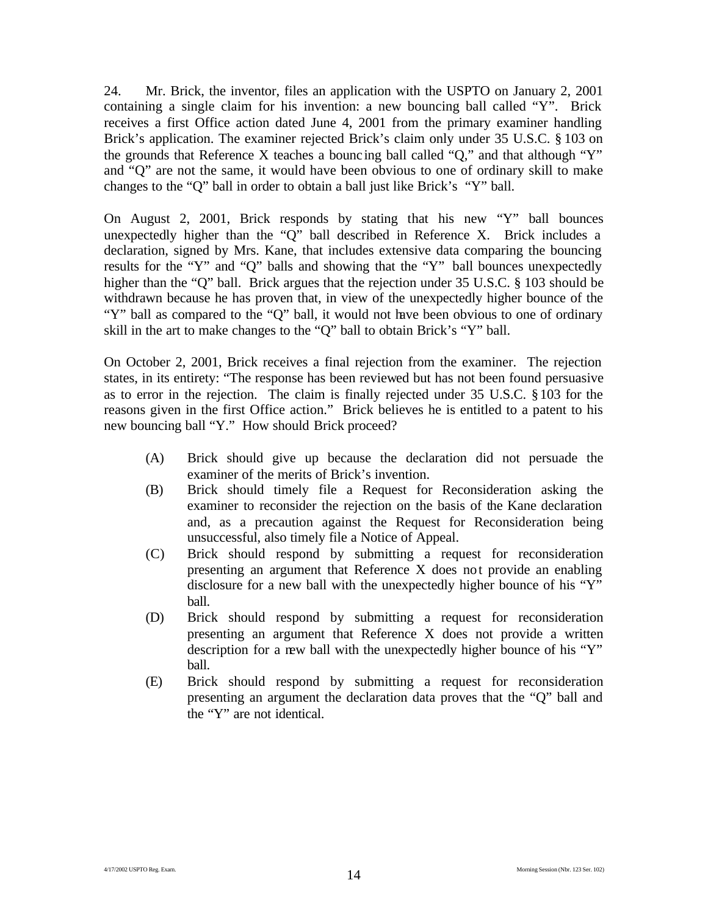24. Mr. Brick, the inventor, files an application with the USPTO on January 2, 2001 containing a single claim for his invention: a new bouncing ball called "Y". Brick receives a first Office action dated June 4, 2001 from the primary examiner handling Brick's application. The examiner rejected Brick's claim only under 35 U.S.C. § 103 on the grounds that Reference X teaches a bouncing ball called "Q," and that although "Y" and "Q" are not the same, it would have been obvious to one of ordinary skill to make changes to the "Q" ball in order to obtain a ball just like Brick's "Y" ball.

On August 2, 2001, Brick responds by stating that his new "Y" ball bounces unexpectedly higher than the "Q" ball described in Reference X. Brick includes a declaration, signed by Mrs. Kane, that includes extensive data comparing the bouncing results for the "Y" and "Q" balls and showing that the "Y" ball bounces unexpectedly higher than the "Q" ball. Brick argues that the rejection under 35 U.S.C. § 103 should be withdrawn because he has proven that, in view of the unexpectedly higher bounce of the "Y" ball as compared to the "Q" ball, it would not have been obvious to one of ordinary skill in the art to make changes to the "Q" ball to obtain Brick's "Y" ball.

On October 2, 2001, Brick receives a final rejection from the examiner. The rejection states, in its entirety: "The response has been reviewed but has not been found persuasive as to error in the rejection. The claim is finally rejected under 35 U.S.C. § 103 for the reasons given in the first Office action." Brick believes he is entitled to a patent to his new bouncing ball "Y." How should Brick proceed?

(A) Brick should give up because the declaration did not persuade the examiner of the merits of Brick's invention.

(B) Brick should timely file a Request for Reconsideration asking the examiner to reconsider the rejection on the basis of the Kane declaration and, as a precaution against the Request for Reconsideration being unsuccessful, also timely file a Notice of Appeal.

(C) Brick should respond by submitting a request for reconsideration presenting an argument that Reference X does not provide an enabling disclosure for a new ball with the unexpectedly higher bounce of his "Y" ball.

(D) Brick should respond by submitting a request for reconsideration presenting an argument that Reference X does not provide a written description for a new ball with the unexpectedly higher bounce of his "Y" ball.

(E) Brick should respond by submitting a request for reconsideration presenting an argument the declaration data proves that the "Q" ball and the "Y" are not identical.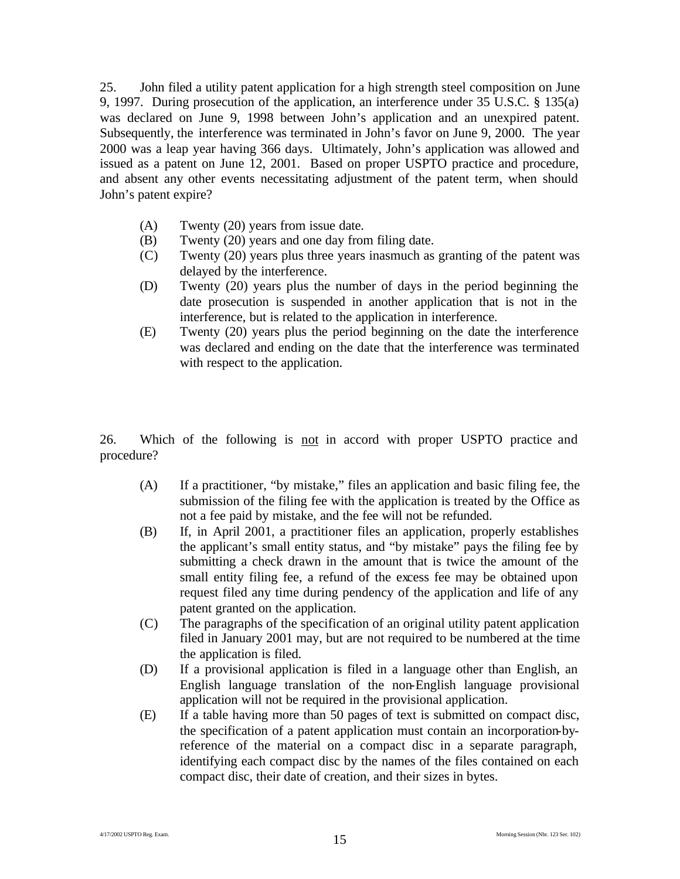25. John filed a utility patent application for a high strength steel composition on June 9, 1997. During prosecution of the application, an interference under 35 U.S.C. § 135(a) was declared on June 9, 1998 between John's application and an unexpired patent. Subsequently, the interference was terminated in John's favor on June 9, 2000. The year 2000 was a leap year having 366 days. Ultimately, John's application was allowed and issued as a patent on June 12, 2001. Based on proper USPTO practice and procedure, and absent any other events necessitating adjustment of the patent term, when should John's patent expire?

- (A) Twenty (20) years from issue date.
- (B) Twenty (20) years and one day from filing date.
- (C) Twenty (20) years plus three years inasmuch as granting of the patent was delayed by the interference.
- (D) Twenty (20) years plus the number of days in the period beginning the date prosecution is suspended in another application that is not in the interference, but is related to the application in interference.
- (E) Twenty (20) years plus the period beginning on the date the interference was declared and ending on the date that the interference was terminated with respect to the application.

26. Which of the following is not in accord with proper USPTO practice and procedure?

- (A) If a practitioner, "by mistake," files an application and basic filing fee, the submission of the filing fee with the application is treated by the Office as not a fee paid by mistake, and the fee will not be refunded.
- (B) If, in April 2001, a practitioner files an application, properly establishes the applicant's small entity status, and "by mistake" pays the filing fee by submitting a check drawn in the amount that is twice the amount of the small entity filing fee, a refund of the excess fee may be obtained upon request filed any time during pendency of the application and life of any patent granted on the application.
- (C) The paragraphs of the specification of an original utility patent application filed in January 2001 may, but are not required to be numbered at the time the application is filed.
- (D) If a provisional application is filed in a language other than English, an English language translation of the non-English language provisional application will not be required in the provisional application.
- (E) If a table having more than 50 pages of text is submitted on compact disc, the specification of a patent application must contain an incorporation-by-reference of the material on a compact disc in a separate paragraph, identifying each compact disc by the names of the files contained on each compact disc, their date of creation, and their sizes in bytes.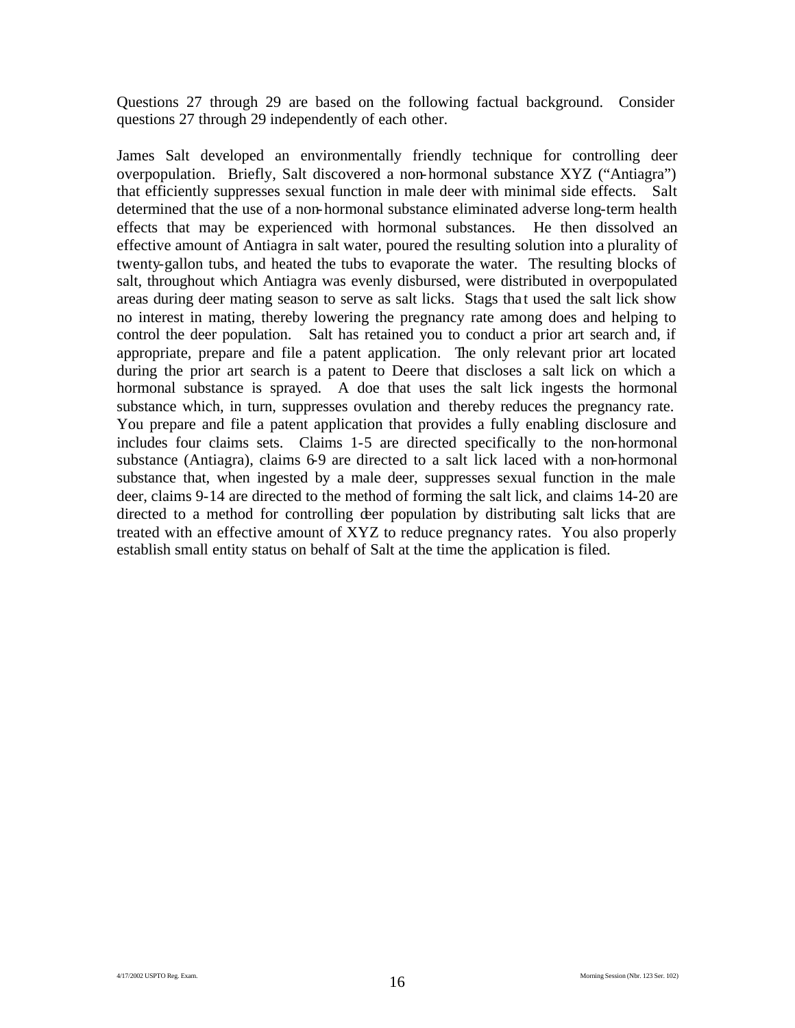Questions 27 through 29 are based on the following factual background. Consider questions 27 through 29 independently of each other.

James Salt developed an environmentally friendly technique for controlling deer overpopulation. Briefly, Salt discovered a non-hormonal substance XYZ ("Antiagra") that efficiently suppresses sexual function in male deer with minimal side effects. Salt determined that the use of a non-hormonal substance eliminated adverse long-term health effects that may be experienced with hormonal substances. He then dissolved an effective amount of Antiagra in salt water, poured the resulting solution into a plurality of twenty-gallon tubs, and heated the tubs to evaporate the water. The resulting blocks of salt, throughout which Antiagra was evenly disbursed, were distributed in overpopulated areas during deer mating season to serve as salt licks. Stags that used the salt lick show no interest in mating, thereby lowering the pregnancy rate among does and helping to control the deer population. Salt has retained you to conduct a prior art search and, if appropriate, prepare and file a patent application. The only relevant prior art located during the prior art search is a patent to Deere that discloses a salt lick on which a hormonal substance is sprayed. A doe that uses the salt lick ingests the hormonal substance which, in turn, suppresses ovulation and thereby reduces the pregnancy rate. You prepare and file a patent application that provides a fully enabling disclosure and includes four claims sets. Claims 1-5 are directed specifically to the non-hormonal substance (Antiagra), claims 6-9 are directed to a salt lick laced with a non-hormonal substance that, when ingested by a male deer, suppresses sexual function in the male deer, claims 9-14 are directed to the method of forming the salt lick, and claims 14-20 are directed to a method for controlling deer population by distributing salt licks that are treated with an effective amount of XYZ to reduce pregnancy rates. You also properly establish small entity status on behalf of Salt at the time the application is filed.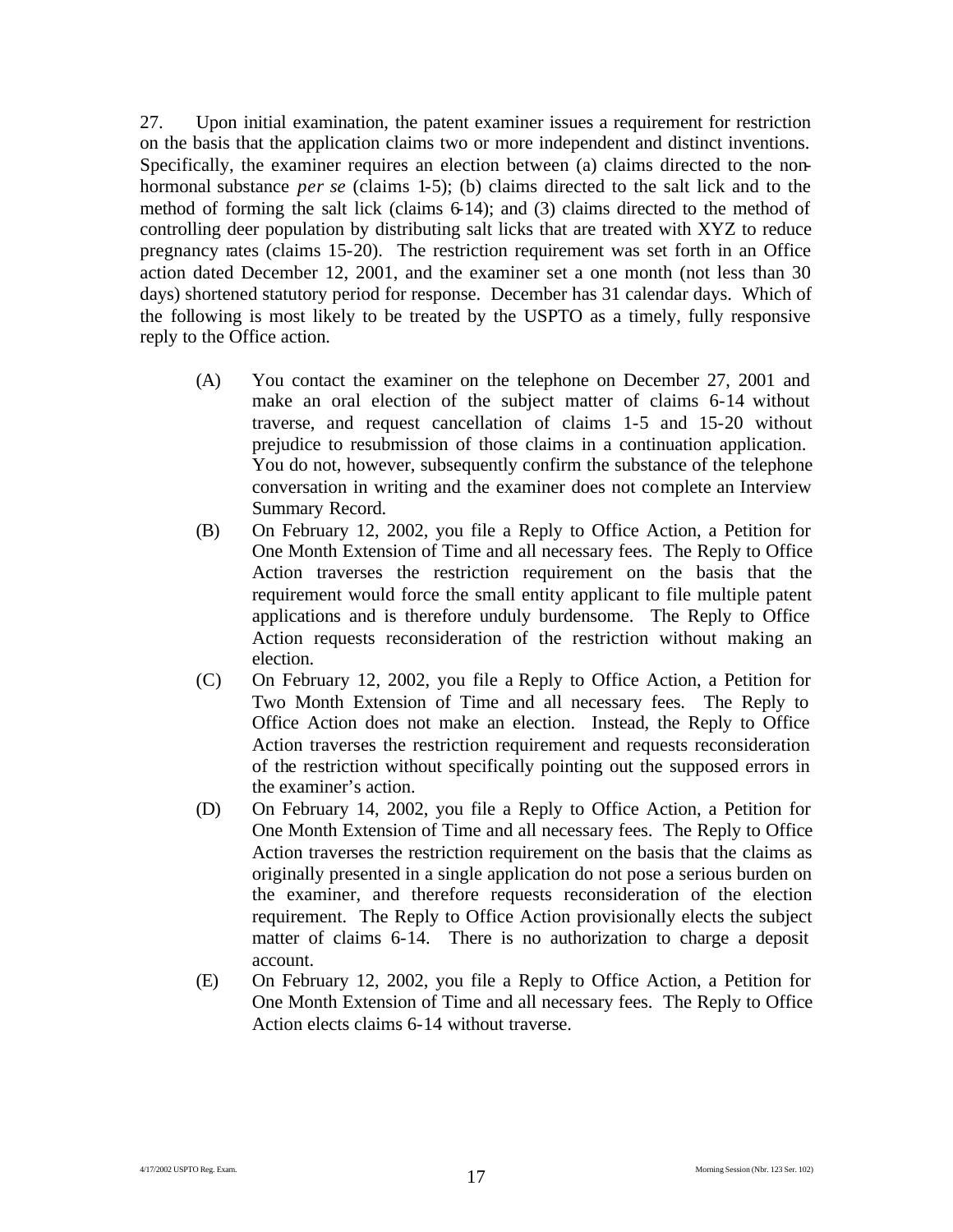27. Upon initial examination, the patent examiner issues a requirement for restriction on the basis that the application claims two or more independent and distinct inventions. Specifically, the examiner requires an election between (a) claims directed to the non-hormonal substance *per se* (claims 1-5); (b) claims directed to the salt lick and to the method of forming the salt lick (claims 6-14); and (3) claims directed to the method of controlling deer population by distributing salt licks that are treated with XYZ to reduce pregnancy rates (claims 15-20). The restriction requirement was set forth in an Office action dated December 12, 2001, and the examiner set a one month (not less than 30 days) shortened statutory period for response. December has 31 calendar days. Which of the following is most likely to be treated by the USPTO as a timely, fully responsive reply to the Office action.

(A) You contact the examiner on the telephone on December 27, 2001 and make an oral election of the subject matter of claims 6-14 without traverse, and request cancellation of claims 1-5 and 15-20 without prejudice to resubmission of those claims in a continuation application. You do not, however, subsequently confirm the substance of the telephone conversation in writing and the examiner does not complete an Interview Summary Record.

(B) On February 12, 2002, you file a Reply to Office Action, a Petition for One Month Extension of Time and all necessary fees. The Reply to Office Action traverses the restriction requirement on the basis that the requirement would force the small entity applicant to file multiple patent applications and is therefore unduly burdensome. The Reply to Office Action requests reconsideration of the restriction without making an election.

(C) On February 12, 2002, you file a Reply to Office Action, a Petition for Two Month Extension of Time and all necessary fees. The Reply to Office Action does not make an election. Instead, the Reply to Office Action traverses the restriction requirement and requests reconsideration of the restriction without specifically pointing out the supposed errors in the examiner's action.

(D) On February 14, 2002, you file a Reply to Office Action, a Petition for One Month Extension of Time and all necessary fees. The Reply to Office Action traverses the restriction requirement on the basis that the claims as originally presented in a single application do not pose a serious burden on the examiner, and therefore requests reconsideration of the election requirement. The Reply to Office Action provisionally elects the subject matter of claims 6-14. There is no authorization to charge a deposit account.

(E) On February 12, 2002, you file a Reply to Office Action, a Petition for One Month Extension of Time and all necessary fees. The Reply to Office Action elects claims 6-14 without traverse.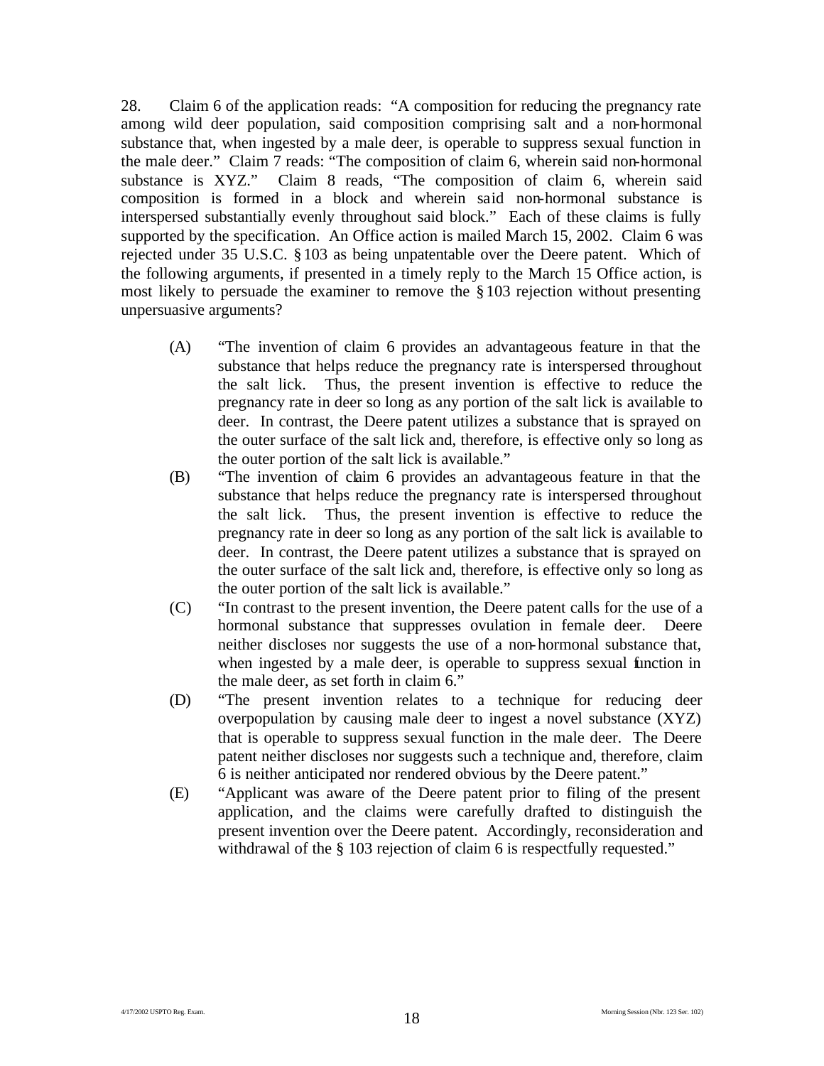28. Claim 6 of the application reads: "A composition for reducing the pregnancy rate among wild deer population, said composition comprising salt and a non-hormonal substance that, when ingested by a male deer, is operable to suppress sexual function in the male deer." Claim 7 reads: "The composition of claim 6, wherein said non-hormonal substance is XYZ." Claim 8 reads, "The composition of claim 6, wherein said composition is formed in a block and wherein said non-hormonal substance is interspersed substantially evenly throughout said block." Each of these claims is fully supported by the specification. An Office action is mailed March 15, 2002. Claim 6 was rejected under 35 U.S.C. § 103 as being unpatentable over the Deere patent. Which of the following arguments, if presented in a timely reply to the March 15 Office action, is most likely to persuade the examiner to remove the § 103 rejection without presenting unpersuasive arguments?

(A) "The invention of claim 6 provides an advantageous feature in that the substance that helps reduce the pregnancy rate is interspersed throughout the salt lick. Thus, the present invention is effective to reduce the pregnancy rate in deer so long as any portion of the salt lick is available to deer. In contrast, the Deere patent utilizes a substance that is sprayed on the outer surface of the salt lick and, therefore, is effective only so long as the outer portion of the salt lick is available."

(B) "The invention of claim 6 provides an advantageous feature in that the substance that helps reduce the pregnancy rate is interspersed throughout the salt lick. Thus, the present invention is effective to reduce the pregnancy rate in deer so long as any portion of the salt lick is available to deer. In contrast, the Deere patent utilizes a substance that is sprayed on the outer surface of the salt lick and, therefore, is effective only so long as the outer portion of the salt lick is available."

(C) "In contrast to the present invention, the Deere patent calls for the use of a hormonal substance that suppresses ovulation in female deer. Deere neither discloses nor suggests the use of a non-hormonal substance that, when ingested by a male deer, is operable to suppress sexual function in the male deer, as set forth in claim 6."

(D) "The present invention relates to a technique for reducing deer overpopulation by causing male deer to ingest a novel substance (XYZ) that is operable to suppress sexual function in the male deer. The Deere patent neither discloses nor suggests such a technique and, therefore, claim 6 is neither anticipated nor rendered obvious by the Deere patent."

(E) "Applicant was aware of the Deere patent prior to filing of the present application, and the claims were carefully drafted to distinguish the present invention over the Deere patent. Accordingly, reconsideration and withdrawal of the § 103 rejection of claim 6 is respectfully requested."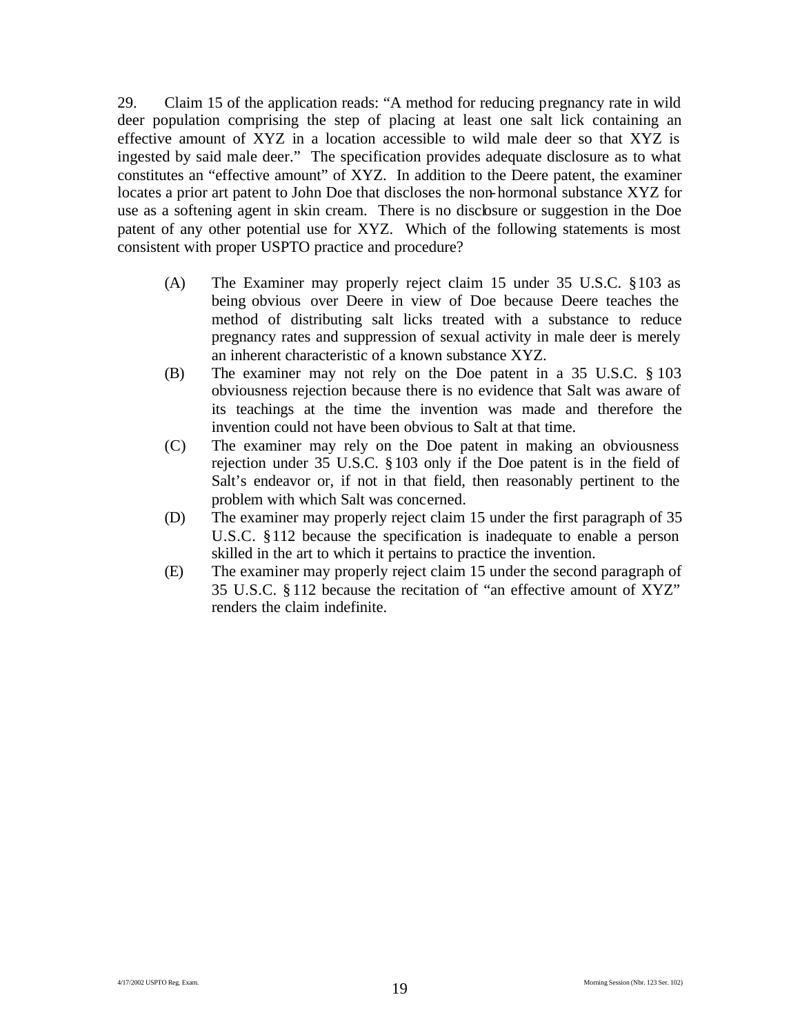29. Claim 15 of the application reads: "A method for reducing pregnancy rate in wild deer population comprising the step of placing at least one salt lick containing an effective amount of XYZ in a location accessible to wild male deer so that XYZ is ingested by said male deer." The specification provides adequate disclosure as to what constitutes an "effective amount" of XYZ. In addition to the Deere patent, the examiner locates a prior art patent to John Doe that discloses the non-hormonal substance XYZ for use as a softening agent in skin cream. There is no disclosure or suggestion in the Doe patent of any other potential use for XYZ. Which of the following statements is most consistent with proper USPTO practice and procedure?

(A) The Examiner may properly reject claim 15 under 35 U.S.C. §103 as being obvious over Deere in view of Doe because Deere teaches the method of distributing salt licks treated with a substance to reduce pregnancy rates and suppression of sexual activity in male deer is merely an inherent characteristic of a known substance XYZ.

(B) The examiner may not rely on the Doe patent in a 35 U.S.C. §103 obviousness rejection because there is no evidence that Salt was aware of its teachings at the time the invention was made and therefore the invention could not have been obvious to Salt at that time.

(C) The examiner may rely on the Doe patent in making an obviousness rejection under 35 U.S.C. §103 only if the Doe patent is in the field of Salt's endeavor or, if not in that field, then reasonably pertinent to the problem with which Salt was concerned.

(D) The examiner may properly reject claim 15 under the first paragraph of 35 U.S.C. §112 because the specification is inadequate to enable a person skilled in the art to which it pertains to practice the invention.

(E) The examiner may properly reject claim 15 under the second paragraph of 35 U.S.C. §112 because the recitation of "an effective amount of XYZ" renders the claim indefinite.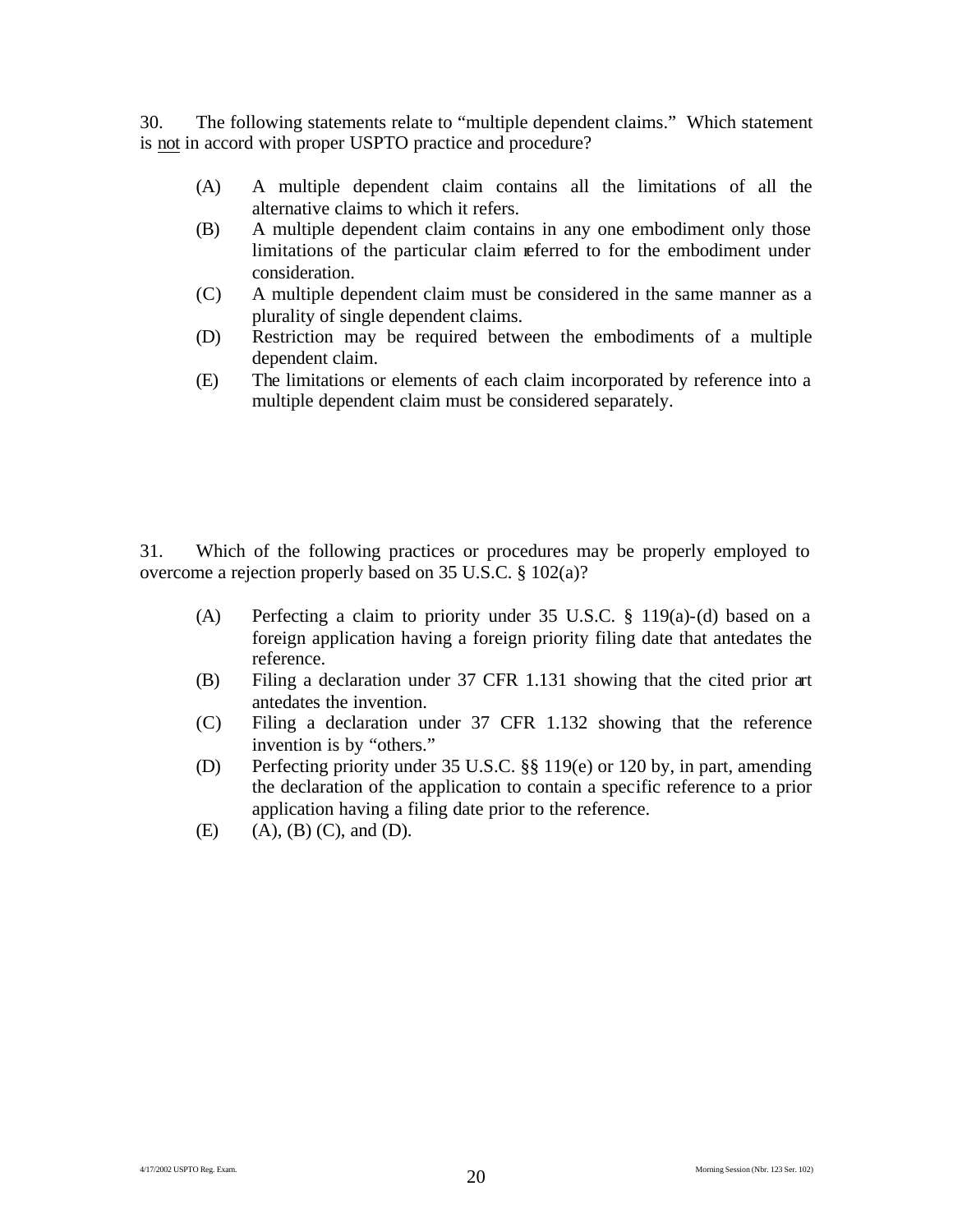30. The following statements relate to "multiple dependent claims." Which statement is not in accord with proper USPTO practice and procedure?

(A) A multiple dependent claim contains all the limitations of all the alternative claims to which it refers.
(B) A multiple dependent claim contains in any one embodiment only those limitations of the particular claim referred to for the embodiment under consideration.
(C) A multiple dependent claim must be considered in the same manner as a plurality of single dependent claims.
(D) Restriction may be required between the embodiments of a multiple dependent claim.
(E) The limitations or elements of each claim incorporated by reference into a multiple dependent claim must be considered separately.

31. Which of the following practices or procedures may be properly employed to overcome a rejection properly based on 35 U.S.C. § 102(a)?

(A) Perfecting a claim to priority under 35 U.S.C. § 119(a)-(d) based on a foreign application having a foreign priority filing date that antedates the reference.
(B) Filing a declaration under 37 CFR 1.131 showing that the cited prior art antedates the invention.
(C) Filing a declaration under 37 CFR 1.132 showing that the reference invention is by "others."
(D) Perfecting priority under 35 U.S.C. §§ 119(e) or 120 by, in part, amending the declaration of the application to contain a specific reference to a prior application having a filing date prior to the reference.
(E) (A), (B) (C), and (D).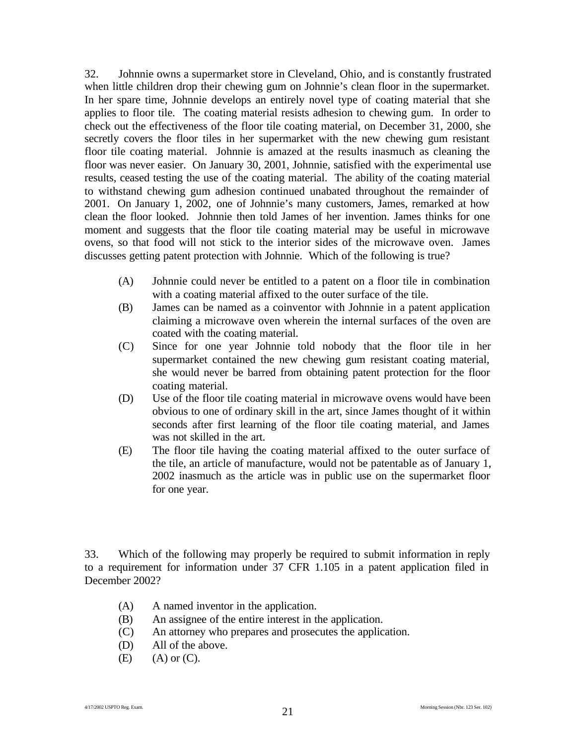32. Johnnie owns a supermarket store in Cleveland, Ohio, and is constantly frustrated when little children drop their chewing gum on Johnnie's clean floor in the supermarket. In her spare time, Johnnie develops an entirely novel type of coating material that she applies to floor tile. The coating material resists adhesion to chewing gum. In order to check out the effectiveness of the floor tile coating material, on December 31, 2000, she secretly covers the floor tiles in her supermarket with the new chewing gum resistant floor tile coating material. Johnnie is amazed at the results inasmuch as cleaning the floor was never easier. On January 30, 2001, Johnnie, satisfied with the experimental use results, ceased testing the use of the coating material. The ability of the coating material to withstand chewing gum adhesion continued unabated throughout the remainder of 2001. On January 1, 2002, one of Johnnie's many customers, James, remarked at how clean the floor looked. Johnnie then told James of her invention. James thinks for one moment and suggests that the floor tile coating material may be useful in microwave ovens, so that food will not stick to the interior sides of the microwave oven. James discusses getting patent protection with Johnnie. Which of the following is true?

- (A) Johnnie could never be entitled to a patent on a floor tile in combination with a coating material affixed to the outer surface of the tile.
- (B) James can be named as a coinventor with Johnnie in a patent application claiming a microwave oven wherein the internal surfaces of the oven are coated with the coating material.
- (C) Since for one year Johnnie told nobody that the floor tile in her supermarket contained the new chewing gum resistant coating material, she would never be barred from obtaining patent protection for the floor coating material.
- (D) Use of the floor tile coating material in microwave ovens would have been obvious to one of ordinary skill in the art, since James thought of it within seconds after first learning of the floor tile coating material, and James was not skilled in the art.
- (E) The floor tile having the coating material affixed to the outer surface of the tile, an article of manufacture, would not be patentable as of January 1, 2002 inasmuch as the article was in public use on the supermarket floor for one year.

33. Which of the following may properly be required to submit information in reply to a requirement for information under 37 CFR 1.105 in a patent application filed in December 2002?

- (A) A named inventor in the application.
- (B) An assignee of the entire interest in the application.
- (C) An attorney who prepares and prosecutes the application.
- (D) All of the above.
- (E) (A) or (C).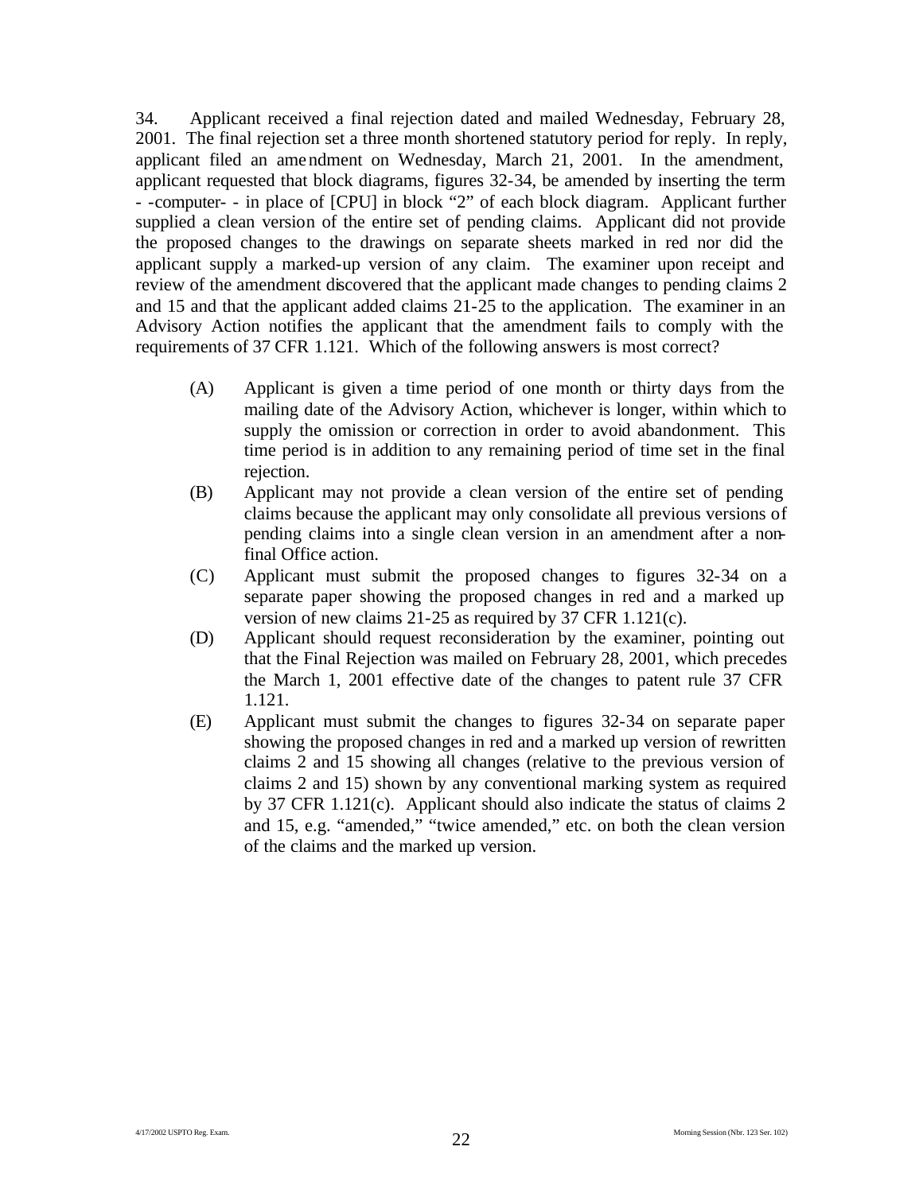34. Applicant received a final rejection dated and mailed Wednesday, February 28, 2001. The final rejection set a three month shortened statutory period for reply. In reply, applicant filed an amendment on Wednesday, March 21, 2001. In the amendment, applicant requested that block diagrams, figures 32-34, be amended by inserting the term - -computer- - in place of [CPU] in block "2" of each block diagram. Applicant further supplied a clean version of the entire set of pending claims. Applicant did not provide the proposed changes to the drawings on separate sheets marked in red nor did the applicant supply a marked-up version of any claim. The examiner upon receipt and review of the amendment discovered that the applicant made changes to pending claims 2 and 15 and that the applicant added claims 21-25 to the application. The examiner in an Advisory Action notifies the applicant that the amendment fails to comply with the requirements of 37 CFR 1.121. Which of the following answers is most correct?

(A) Applicant is given a time period of one month or thirty days from the mailing date of the Advisory Action, whichever is longer, within which to supply the omission or correction in order to avoid abandonment. This time period is in addition to any remaining period of time set in the final rejection.

(B) Applicant may not provide a clean version of the entire set of pending claims because the applicant may only consolidate all previous versions of pending claims into a single clean version in an amendment after a non-final Office action.

(C) Applicant must submit the proposed changes to figures 32-34 on a separate paper showing the proposed changes in red and a marked up version of new claims 21-25 as required by 37 CFR 1.121(c).

(D) Applicant should request reconsideration by the examiner, pointing out that the Final Rejection was mailed on February 28, 2001, which precedes the March 1, 2001 effective date of the changes to patent rule 37 CFR 1.121.

(E) Applicant must submit the changes to figures 32-34 on separate paper showing the proposed changes in red and a marked up version of rewritten claims 2 and 15 showing all changes (relative to the previous version of claims 2 and 15) shown by any conventional marking system as required by 37 CFR 1.121(c). Applicant should also indicate the status of claims 2 and 15, e.g. "amended," "twice amended," etc. on both the clean version of the claims and the marked up version.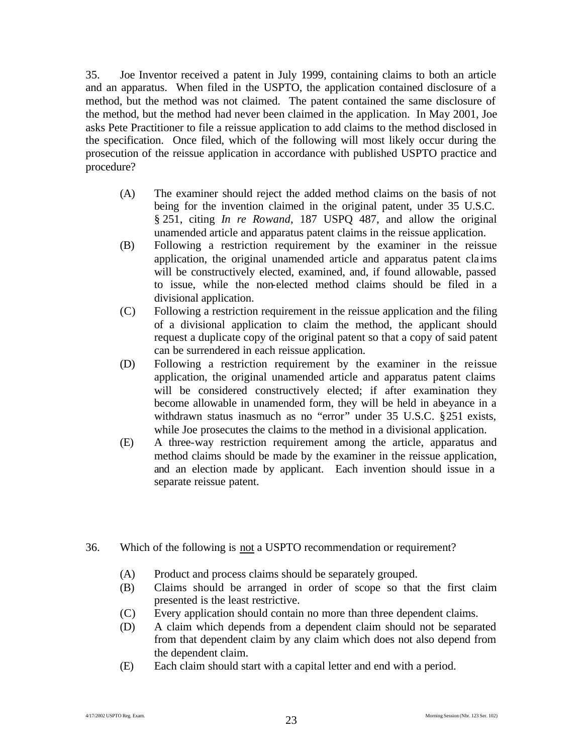35. Joe Inventor received a patent in July 1999, containing claims to both an article and an apparatus. When filed in the USPTO, the application contained disclosure of a method, but the method was not claimed. The patent contained the same disclosure of the method, but the method had never been claimed in the application. In May 2001, Joe asks Pete Practitioner to file a reissue application to add claims to the method disclosed in the specification. Once filed, which of the following will most likely occur during the prosecution of the reissue application in accordance with published USPTO practice and procedure?

- (A) The examiner should reject the added method claims on the basis of not being for the invention claimed in the original patent, under 35 U.S.C. § 251, citing *In re Rowand*, 187 USPQ 487, and allow the original unamended article and apparatus patent claims in the reissue application.
- (B) Following a restriction requirement by the examiner in the reissue application, the original unamended article and apparatus patent claims will be constructively elected, examined, and, if found allowable, passed to issue, while the non-elected method claims should be filed in a divisional application.
- (C) Following a restriction requirement in the reissue application and the filing of a divisional application to claim the method, the applicant should request a duplicate copy of the original patent so that a copy of said patent can be surrendered in each reissue application.
- (D) Following a restriction requirement by the examiner in the reissue application, the original unamended article and apparatus patent claims will be considered constructively elected; if after examination they become allowable in unamended form, they will be held in abeyance in a withdrawn status inasmuch as no "error" under 35 U.S.C. § 251 exists, while Joe prosecutes the claims to the method in a divisional application.
- (E) A three-way restriction requirement among the article, apparatus and method claims should be made by the examiner in the reissue application, and an election made by applicant. Each invention should issue in a separate reissue patent.

36. Which of the following is not a USPTO recommendation or requirement?

- (A) Product and process claims should be separately grouped.
- (B) Claims should be arranged in order of scope so that the first claim presented is the least restrictive.
- (C) Every application should contain no more than three dependent claims.
- (D) A claim which depends from a dependent claim should not be separated from that dependent claim by any claim which does not also depend from the dependent claim.
- (E) Each claim should start with a capital letter and end with a period.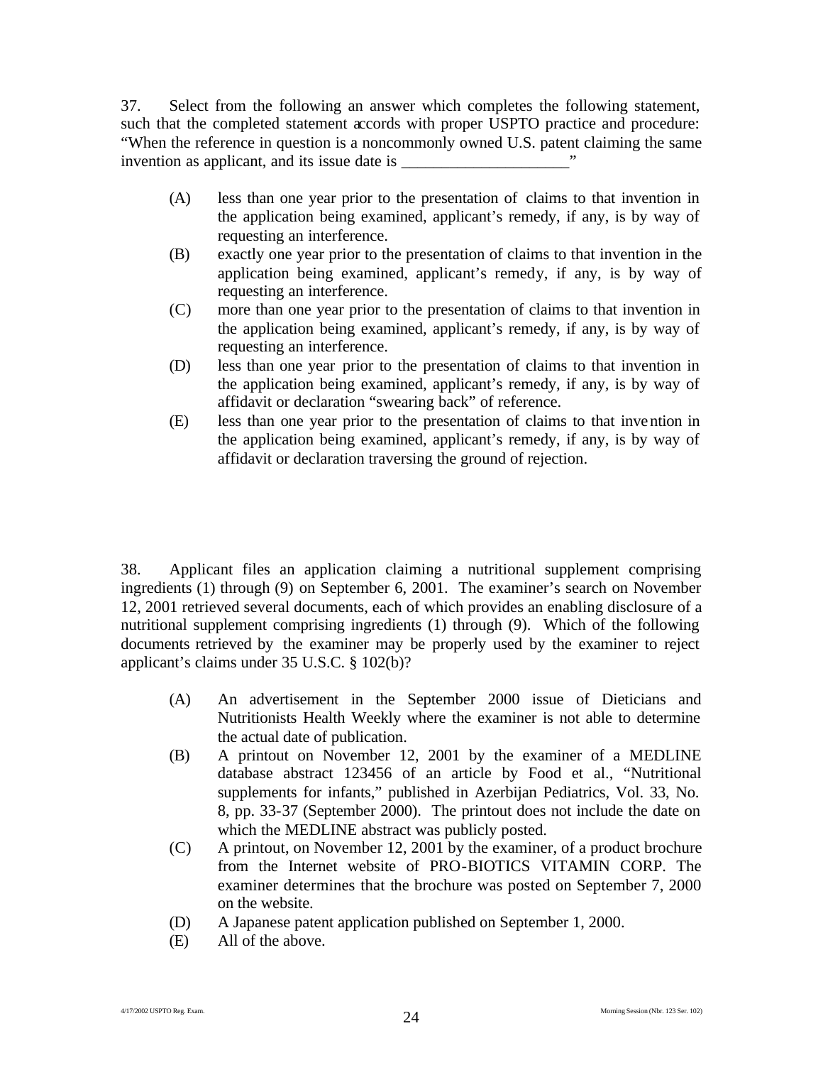37. Select from the following an answer which completes the following statement, such that the completed statement accords with proper USPTO practice and procedure: "When the reference in question is a noncommonly owned U.S. patent claiming the same invention as applicant, and its issue date is \_\_\_\_\_\_\_\_\_\_\_\_\_\_\_\_\_\_\_\_\_"

(A) less than one year prior to the presentation of claims to that invention in the application being examined, applicant's remedy, if any, is by way of requesting an interference.

(B) exactly one year prior to the presentation of claims to that invention in the application being examined, applicant's remedy, if any, is by way of requesting an interference.

(C) more than one year prior to the presentation of claims to that invention in the application being examined, applicant's remedy, if any, is by way of requesting an interference.

(D) less than one year prior to the presentation of claims to that invention in the application being examined, applicant's remedy, if any, is by way of affidavit or declaration "swearing back" of reference.

(E) less than one year prior to the presentation of claims to that invention in the application being examined, applicant's remedy, if any, is by way of affidavit or declaration traversing the ground of rejection.

38. Applicant files an application claiming a nutritional supplement comprising ingredients (1) through (9) on September 6, 2001. The examiner's search on November 12, 2001 retrieved several documents, each of which provides an enabling disclosure of a nutritional supplement comprising ingredients (1) through (9). Which of the following documents retrieved by the examiner may be properly used by the examiner to reject applicant's claims under 35 U.S.C. § 102(b)?

(A) An advertisement in the September 2000 issue of Dieticians and Nutritionists Health Weekly where the examiner is not able to determine the actual date of publication.

(B) A printout on November 12, 2001 by the examiner of a MEDLINE database abstract 123456 of an article by Food et al., "Nutritional supplements for infants," published in Azerbijan Pediatrics, Vol. 33, No. 8, pp. 33-37 (September 2000). The printout does not include the date on which the MEDLINE abstract was publicly posted.

(C) A printout, on November 12, 2001 by the examiner, of a product brochure from the Internet website of PRO-BIOTICS VITAMIN CORP. The examiner determines that the brochure was posted on September 7, 2000 on the website.

(D) A Japanese patent application published on September 1, 2000.

(E) All of the above.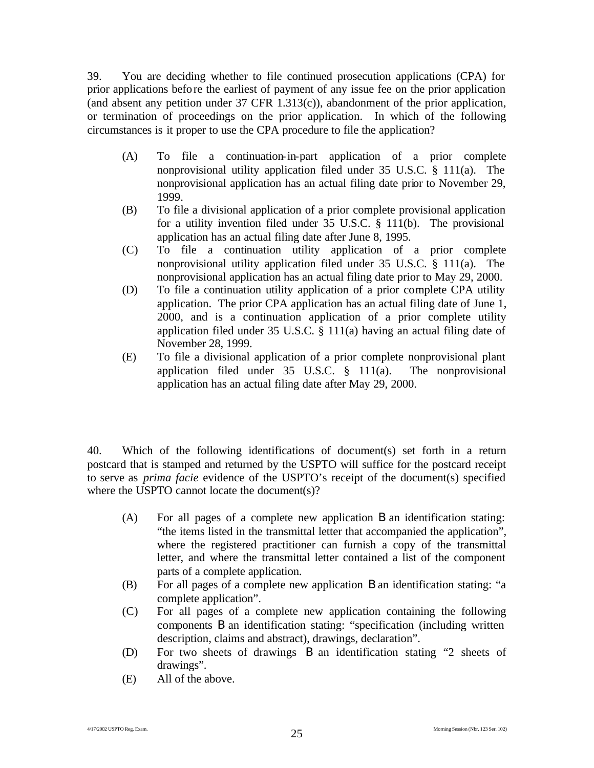39. You are deciding whether to file continued prosecution applications (CPA) for prior applications before the earliest of payment of any issue fee on the prior application (and absent any petition under 37 CFR 1.313(c)), abandonment of the prior application, or termination of proceedings on the prior application. In which of the following circumstances is it proper to use the CPA procedure to file the application?

- (A) To file a continuation-in-part application of a prior complete nonprovisional utility application filed under 35 U.S.C. § 111(a). The nonprovisional application has an actual filing date prior to November 29, 1999.
- (B) To file a divisional application of a prior complete provisional application for a utility invention filed under 35 U.S.C. § 111(b). The provisional application has an actual filing date after June 8, 1995.
- (C) To file a continuation utility application of a prior complete nonprovisional utility application filed under 35 U.S.C. § 111(a). The nonprovisional application has an actual filing date prior to May 29, 2000.
- (D) To file a continuation utility application of a prior complete CPA utility application. The prior CPA application has an actual filing date of June 1, 2000, and is a continuation application of a prior complete utility application filed under 35 U.S.C. § 111(a) having an actual filing date of November 28, 1999.
- (E) To file a divisional application of a prior complete nonprovisional plant application filed under 35 U.S.C. § 111(a). The nonprovisional application has an actual filing date after May 29, 2000.

40. Which of the following identifications of document(s) set forth in a return postcard that is stamped and returned by the USPTO will suffice for the postcard receipt to serve as *prima facie* evidence of the USPTO's receipt of the document(s) specified where the USPTO cannot locate the document(s)?

- (A) For all pages of a complete new application B an identification stating: "the items listed in the transmittal letter that accompanied the application", where the registered practitioner can furnish a copy of the transmittal letter, and where the transmittal letter contained a list of the component parts of a complete application.
- (B) For all pages of a complete new application B an identification stating: "a complete application".
- (C) For all pages of a complete new application containing the following components B an identification stating: "specification (including written description, claims and abstract), drawings, declaration".
- (D) For two sheets of drawings B an identification stating "2 sheets of drawings".
- (E) All of the above.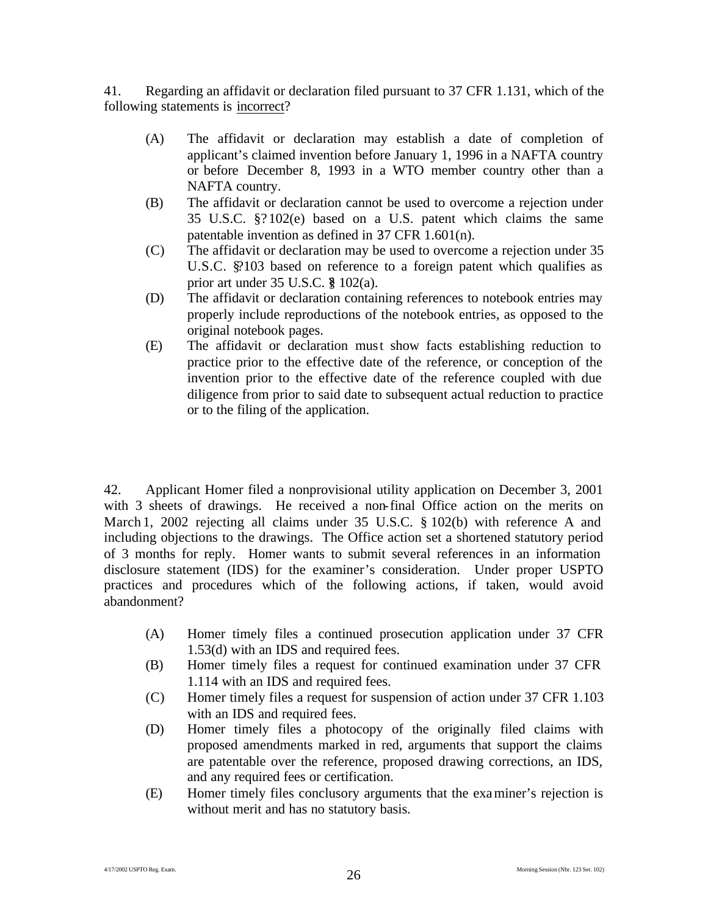41. Regarding an affidavit or declaration filed pursuant to 37 CFR 1.131, which of the following statements is incorrect?

- (A) The affidavit or declaration may establish a date of completion of applicant's claimed invention before January 1, 1996 in a NAFTA country or before December 8, 1993 in a WTO member country other than a NAFTA country.
- (B) The affidavit or declaration cannot be used to overcome a rejection under 35 U.S.C. § 102(e) based on a U.S. patent which claims the same patentable invention as defined in 37 CFR 1.601(n).
- (C) The affidavit or declaration may be used to overcome a rejection under 35 U.S.C. § 103 based on reference to a foreign patent which qualifies as prior art under 35 U.S.C. § 102(a).
- (D) The affidavit or declaration containing references to notebook entries may properly include reproductions of the notebook entries, as opposed to the original notebook pages.
- (E) The affidavit or declaration must show facts establishing reduction to practice prior to the effective date of the reference, or conception of the invention prior to the effective date of the reference coupled with due diligence from prior to said date to subsequent actual reduction to practice or to the filing of the application.

42. Applicant Homer filed a nonprovisional utility application on December 3, 2001 with 3 sheets of drawings. He received a non-final Office action on the merits on March 1, 2002 rejecting all claims under 35 U.S.C. § 102(b) with reference A and including objections to the drawings. The Office action set a shortened statutory period of 3 months for reply. Homer wants to submit several references in an information disclosure statement (IDS) for the examiner's consideration. Under proper USPTO practices and procedures which of the following actions, if taken, would avoid abandonment?

- (A) Homer timely files a continued prosecution application under 37 CFR 1.53(d) with an IDS and required fees.
- (B) Homer timely files a request for continued examination under 37 CFR 1.114 with an IDS and required fees.
- (C) Homer timely files a request for suspension of action under 37 CFR 1.103 with an IDS and required fees.
- (D) Homer timely files a photocopy of the originally filed claims with proposed amendments marked in red, arguments that support the claims are patentable over the reference, proposed drawing corrections, an IDS, and any required fees or certification.
- (E) Homer timely files conclusory arguments that the examiner's rejection is without merit and has no statutory basis.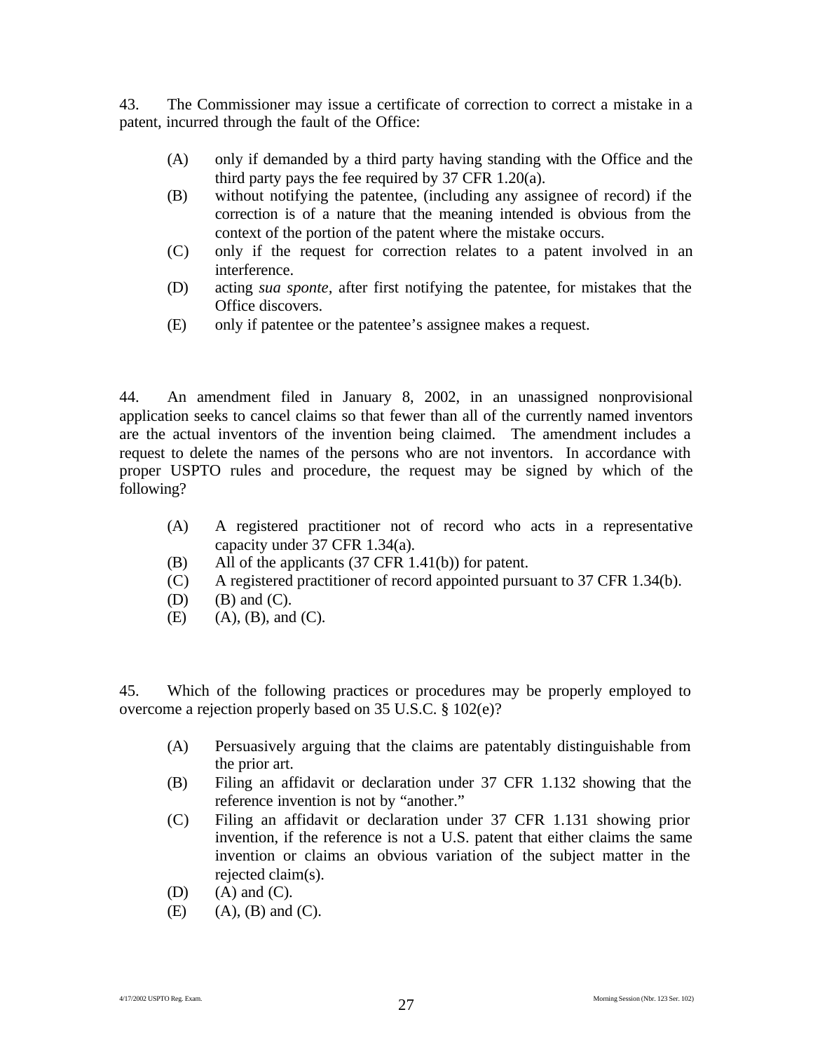43. The Commissioner may issue a certificate of correction to correct a mistake in a patent, incurred through the fault of the Office:

(A) only if demanded by a third party having standing with the Office and the third party pays the fee required by 37 CFR 1.20(a).
(B) without notifying the patentee, (including any assignee of record) if the correction is of a nature that the meaning intended is obvious from the context of the portion of the patent where the mistake occurs.
(C) only if the request for correction relates to a patent involved in an interference.
(D) acting *sua sponte,* after first notifying the patentee, for mistakes that the Office discovers.
(E) only if patentee or the patentee's assignee makes a request.

44. An amendment filed in January 8, 2002, in an unassigned nonprovisional application seeks to cancel claims so that fewer than all of the currently named inventors are the actual inventors of the invention being claimed. The amendment includes a request to delete the names of the persons who are not inventors. In accordance with proper USPTO rules and procedure, the request may be signed by which of the following?

(A) A registered practitioner not of record who acts in a representative capacity under 37 CFR 1.34(a).
(B) All of the applicants (37 CFR 1.41(b)) for patent.
(C) A registered practitioner of record appointed pursuant to 37 CFR 1.34(b).
(D) (B) and (C).
(E) (A), (B), and (C).

45. Which of the following practices or procedures may be properly employed to overcome a rejection properly based on 35 U.S.C. § 102(e)?

(A) Persuasively arguing that the claims are patentably distinguishable from the prior art.
(B) Filing an affidavit or declaration under 37 CFR 1.132 showing that the reference invention is not by "another."
(C) Filing an affidavit or declaration under 37 CFR 1.131 showing prior invention, if the reference is not a U.S. patent that either claims the same invention or claims an obvious variation of the subject matter in the rejected claim(s).
(D) (A) and (C).
(E) (A), (B) and (C).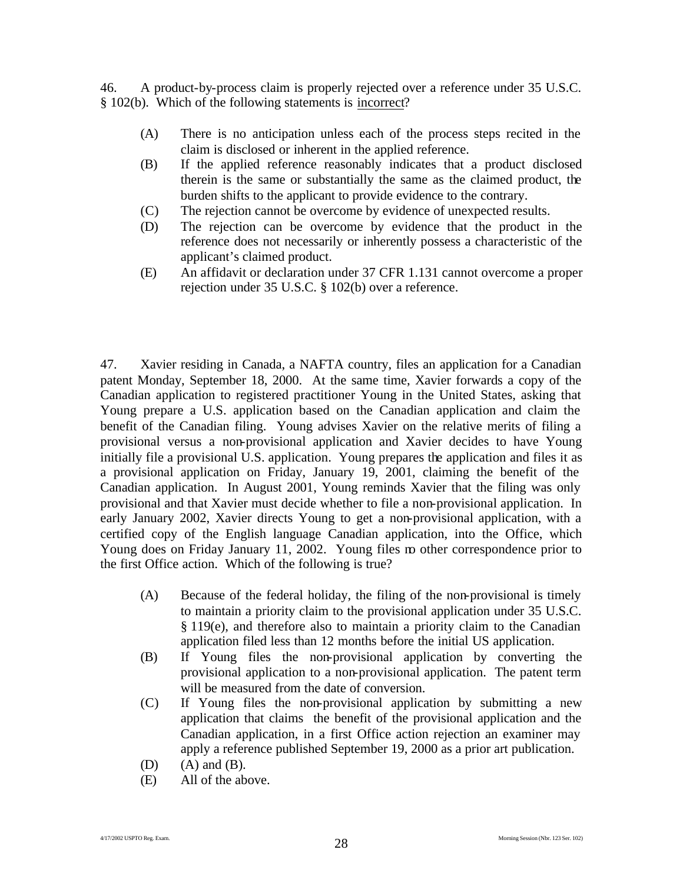46. A product-by-process claim is properly rejected over a reference under 35 U.S.C. § 102(b). Which of the following statements is incorrect?

(A) There is no anticipation unless each of the process steps recited in the claim is disclosed or inherent in the applied reference.

(B) If the applied reference reasonably indicates that a product disclosed therein is the same or substantially the same as the claimed product, the burden shifts to the applicant to provide evidence to the contrary.

(C) The rejection cannot be overcome by evidence of unexpected results.

(D) The rejection can be overcome by evidence that the product in the reference does not necessarily or inherently possess a characteristic of the applicant's claimed product.

(E) An affidavit or declaration under 37 CFR 1.131 cannot overcome a proper rejection under 35 U.S.C. § 102(b) over a reference.

47. Xavier residing in Canada, a NAFTA country, files an application for a Canadian patent Monday, September 18, 2000. At the same time, Xavier forwards a copy of the Canadian application to registered practitioner Young in the United States, asking that Young prepare a U.S. application based on the Canadian application and claim the benefit of the Canadian filing. Young advises Xavier on the relative merits of filing a provisional versus a non-provisional application and Xavier decides to have Young initially file a provisional U.S. application. Young prepares the application and files it as a provisional application on Friday, January 19, 2001, claiming the benefit of the Canadian application. In August 2001, Young reminds Xavier that the filing was only provisional and that Xavier must decide whether to file a non-provisional application. In early January 2002, Xavier directs Young to get a non-provisional application, with a certified copy of the English language Canadian application, into the Office, which Young does on Friday January 11, 2002. Young files no other correspondence prior to the first Office action. Which of the following is true?

(A) Because of the federal holiday, the filing of the non-provisional is timely to maintain a priority claim to the provisional application under 35 U.S.C. § 119(e), and therefore also to maintain a priority claim to the Canadian application filed less than 12 months before the initial US application.

(B) If Young files the non-provisional application by converting the provisional application to a non-provisional application. The patent term will be measured from the date of conversion.

(C) If Young files the non-provisional application by submitting a new application that claims the benefit of the provisional application and the Canadian application, in a first Office action rejection an examiner may apply a reference published September 19, 2000 as a prior art publication.

(D) (A) and (B).

(E) All of the above.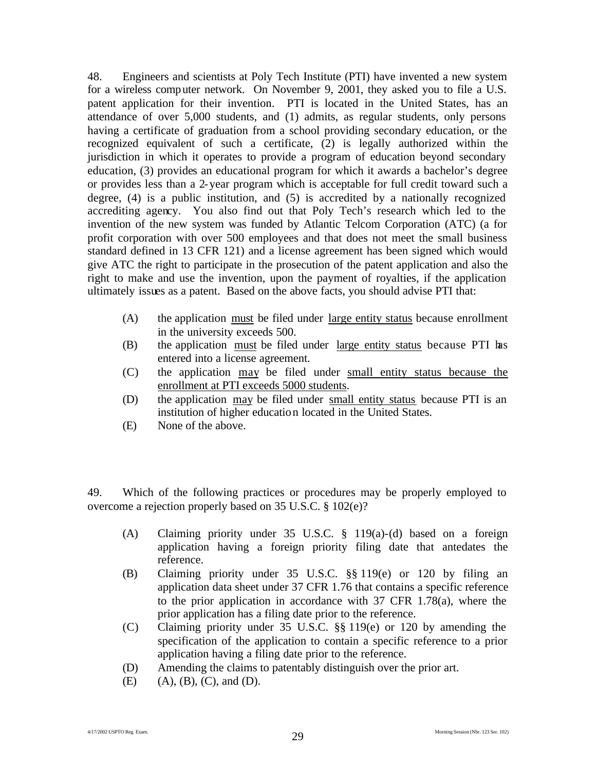48. Engineers and scientists at Poly Tech Institute (PTI) have invented a new system for a wireless computer network. On November 9, 2001, they asked you to file a U.S. patent application for their invention. PTI is located in the United States, has an attendance of over 5,000 students, and (1) admits, as regular students, only persons having a certificate of graduation from a school providing secondary education, or the recognized equivalent of such a certificate, (2) is legally authorized within the jurisdiction in which it operates to provide a program of education beyond secondary education, (3) provides an educational program for which it awards a bachelor's degree or provides less than a 2-year program which is acceptable for full credit toward such a degree, (4) is a public institution, and (5) is accredited by a nationally recognized accrediting agency. You also find out that Poly Tech's research which led to the invention of the new system was funded by Atlantic Telcom Corporation (ATC) (a for profit corporation with over 500 employees and that does not meet the small business standard defined in 13 CFR 121) and a license agreement has been signed which would give ATC the right to participate in the prosecution of the patent application and also the right to make and use the invention, upon the payment of royalties, if the application ultimately issues as a patent. Based on the above facts, you should advise PTI that:

(A) the application must be filed under large entity status because enrollment in the university exceeds 500.

(B) the application must be filed under large entity status because PTI has entered into a license agreement.

(C) the application may be filed under small entity status because the enrollment at PTI exceeds 5000 students.

(D) the application may be filed under small entity status because PTI is an institution of higher education located in the United States.

(E) None of the above.

49. Which of the following practices or procedures may be properly employed to overcome a rejection properly based on 35 U.S.C. § 102(e)?

(A) Claiming priority under 35 U.S.C. § 119(a)-(d) based on a foreign application having a foreign priority filing date that antedates the reference.

(B) Claiming priority under 35 U.S.C. §§ 119(e) or 120 by filing an application data sheet under 37 CFR 1.76 that contains a specific reference to the prior application in accordance with 37 CFR 1.78(a), where the prior application has a filing date prior to the reference.

(C) Claiming priority under 35 U.S.C. §§ 119(e) or 120 by amending the specification of the application to contain a specific reference to a prior application having a filing date prior to the reference.

(D) Amending the claims to patentably distinguish over the prior art.

(E) (A), (B), (C), and (D).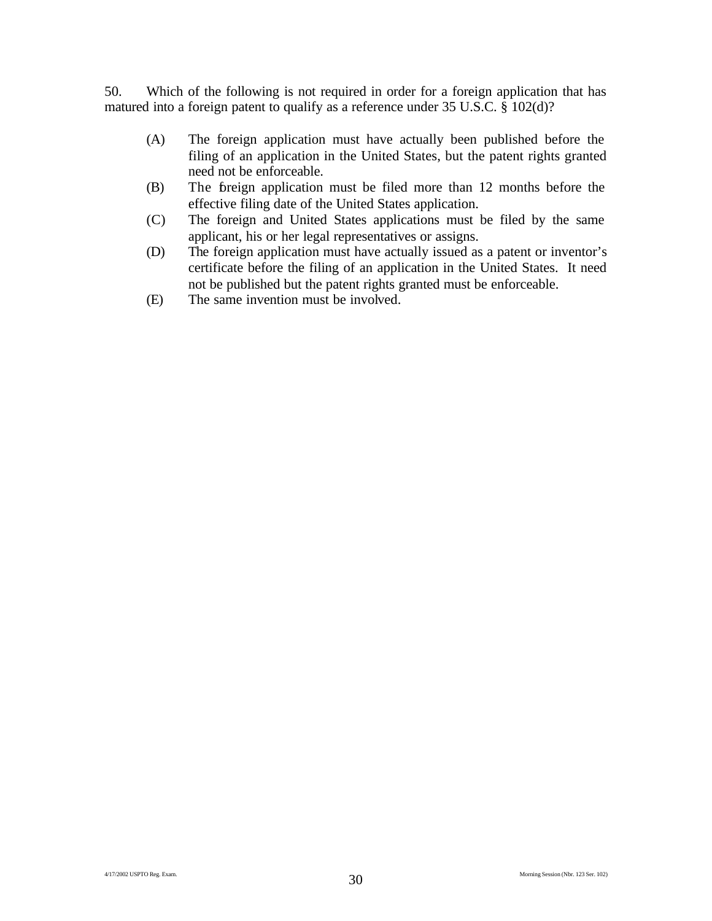50. Which of the following is not required in order for a foreign application that has matured into a foreign patent to qualify as a reference under 35 U.S.C. § 102(d)?

(A) The foreign application must have actually been published before the filing of an application in the United States, but the patent rights granted need not be enforceable.

(B) The foreign application must be filed more than 12 months before the effective filing date of the United States application.

(C) The foreign and United States applications must be filed by the same applicant, his or her legal representatives or assigns.

(D) The foreign application must have actually issued as a patent or inventor's certificate before the filing of an application in the United States. It need not be published but the patent rights granted must be enforceable.

(E) The same invention must be involved.